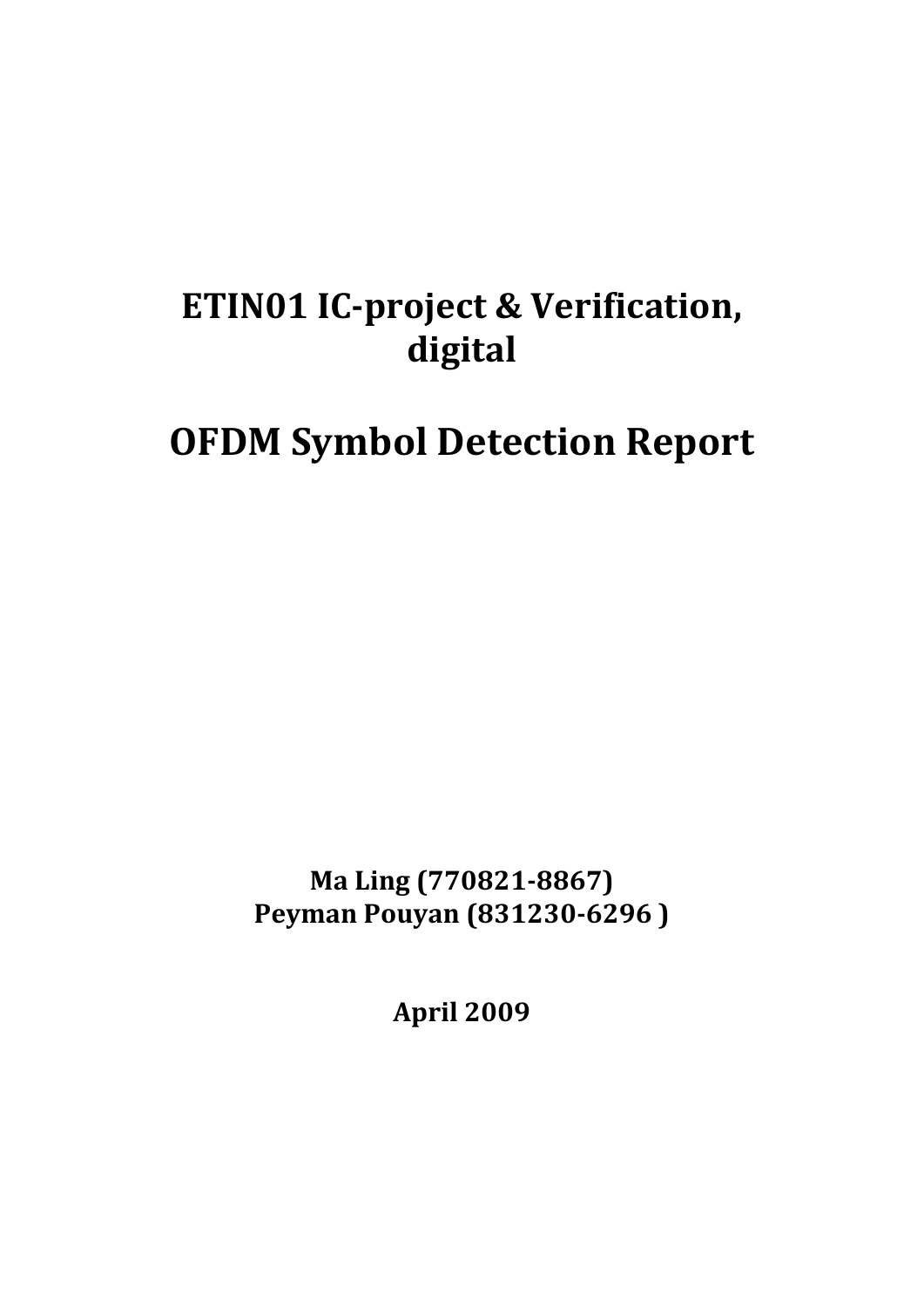# ETIN01 IC-project & Verification, digital

# OFDM Symbol Detection Report

**Ma Ling (770821-8867)**
**Peyman Pouyan (831230-6296 )**

**April 2009**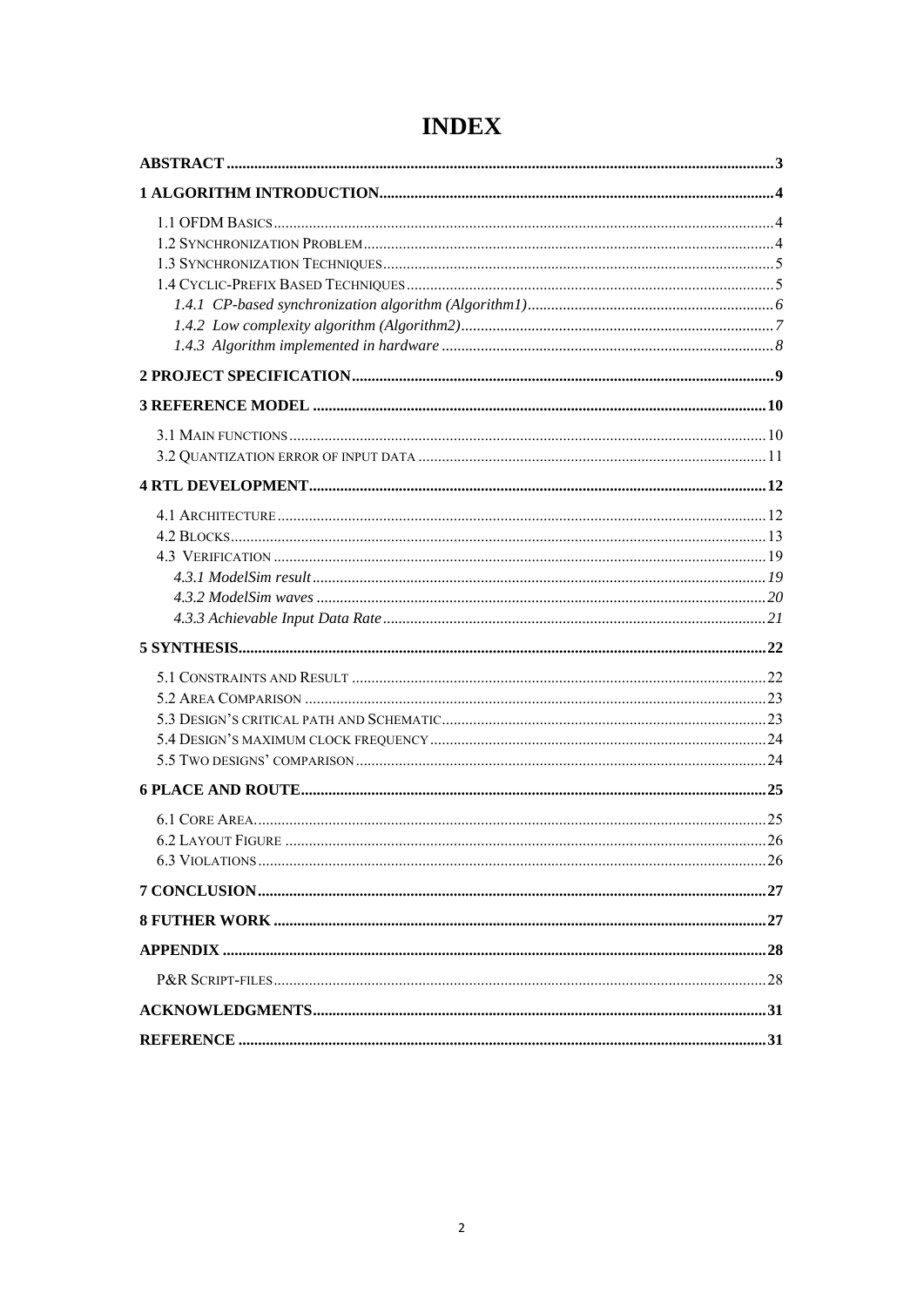# INDEX

**ABSTRACT** .......... 3

**1 ALGORITHM INTRODUCTION** .......... 4

- 1.1 OFDM Basics .......... 4
- 1.2 Synchronization Problem .......... 4
- 1.3 Synchronization Techniques .......... 5
- 1.4 Cyclic-Prefix Based Techniques .......... 5
  - *1.4.1 CP-based synchronization algorithm (Algorithm1)* .......... 6
  - *1.4.2 Low complexity algorithm (Algorithm2)* .......... 7
  - *1.4.3 Algorithm implemented in hardware* .......... 8

**2 PROJECT SPECIFICATION** .......... 9

**3 REFERENCE MODEL** .......... 10

- 3.1 Main functions .......... 10
- 3.2 Quantization error of input data .......... 11

**4 RTL DEVELOPMENT** .......... 12

- 4.1 Architecture .......... 12
- 4.2 Blocks .......... 13
- 4.3 Verification .......... 19
  - *4.3.1 ModelSim result* .......... 19
  - *4.3.2 ModelSim waves* .......... 20
  - *4.3.3 Achievable Input Data Rate* .......... 21

**5 SYNTHESIS** .......... 22

- 5.1 Constraints and Result .......... 22
- 5.2 Area Comparison .......... 23
- 5.3 Design's critical path and Schematic .......... 23
- 5.4 Design's maximum clock frequency .......... 24
- 5.5 Two designs' comparison .......... 24

**6 PLACE AND ROUTE** .......... 25

- 6.1 Core Area .......... 25
- 6.2 Layout Figure .......... 26
- 6.3 Violations .......... 26

**7 CONCLUSION** .......... 27

**8 FUTHER WORK** .......... 27

**APPENDIX** .......... 28

- P&R Script-files .......... 28

**ACKNOWLEDGMENTS** .......... 31

**REFERENCE** .......... 31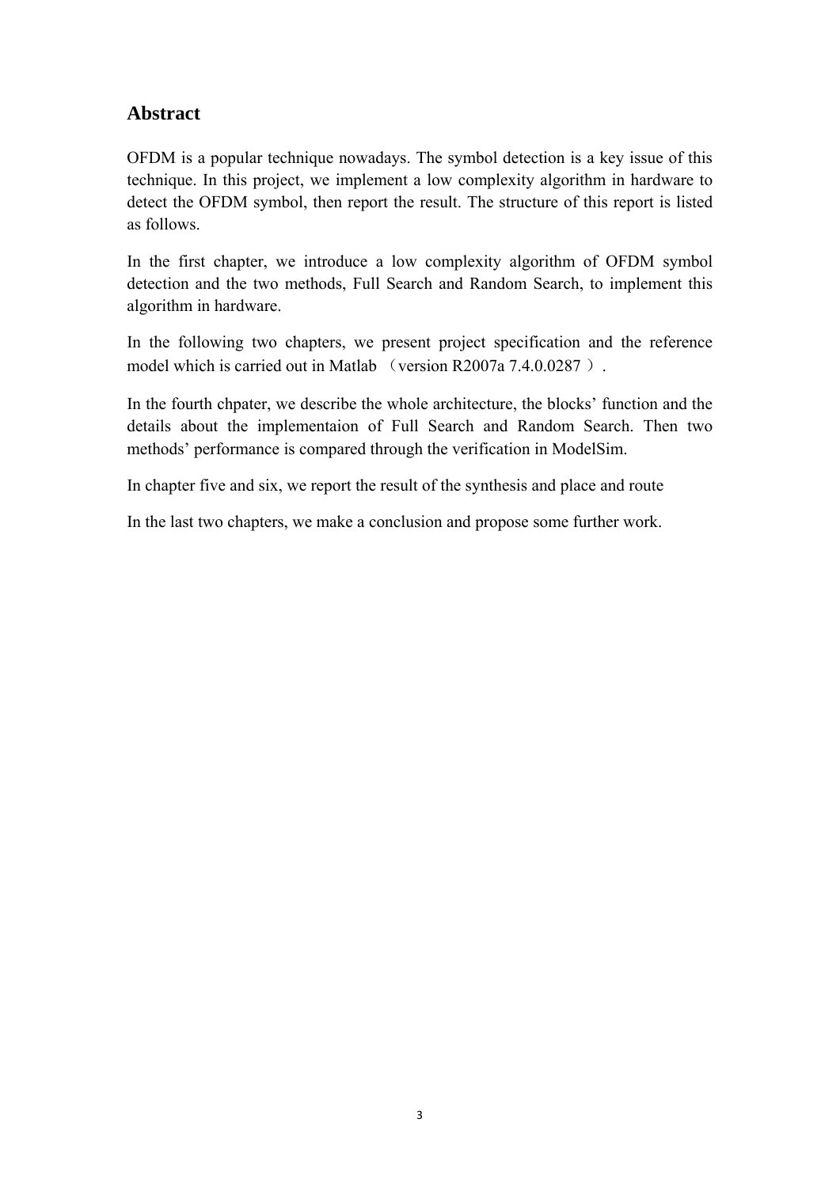## Abstract

OFDM is a popular technique nowadays. The symbol detection is a key issue of this technique. In this project, we implement a low complexity algorithm in hardware to detect the OFDM symbol, then report the result. The structure of this report is listed as follows.

In the first chapter, we introduce a low complexity algorithm of OFDM symbol detection and the two methods, Full Search and Random Search, to implement this algorithm in hardware.

In the following two chapters, we present project specification and the reference model which is carried out in Matlab （version R2007a 7.4.0.0287 ）.

In the fourth chpater, we describe the whole architecture, the blocks' function and the details about the implementaion of Full Search and Random Search. Then two methods' performance is compared through the verification in ModelSim.

In chapter five and six, we report the result of the synthesis and place and route

In the last two chapters, we make a conclusion and propose some further work.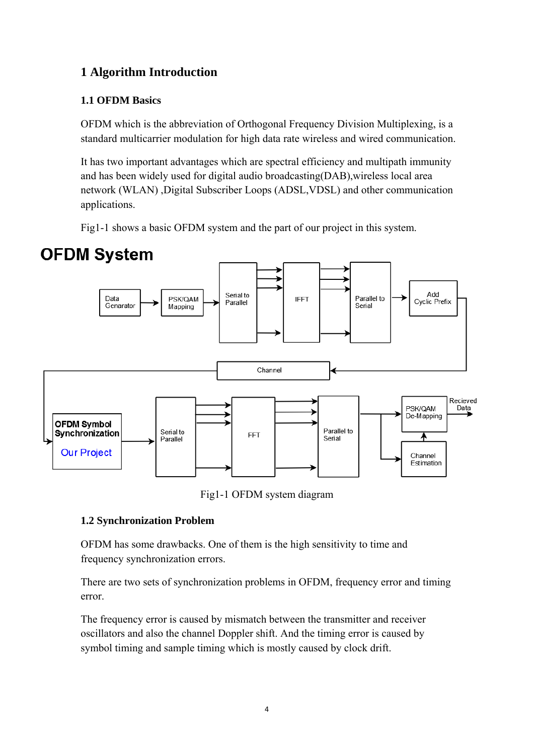# 1 Algorithm Introduction

## 1.1 OFDM Basics

OFDM which is the abbreviation of Orthogonal Frequency Division Multiplexing, is a standard multicarrier modulation for high data rate wireless and wired communication.

It has two important advantages which are spectral efficiency and multipath immunity and has been widely used for digital audio broadcasting(DAB),wireless local area network (WLAN) ,Digital Subscriber Loops (ADSL,VDSL) and other communication applications.

Fig1-1 shows a basic OFDM system and the part of our project in this system.

**OFDM System**

Data Genarator → PSK/QAM Mapping → Serial to Parallel → IFFT → Parallel to Serial → Add Cyclic Prefix → Channel → OFDM Symbol Synchronization (Our Project) → Serial to Parallel → FFT → Parallel to Serial → PSK/QAM De-Mapping → Recieved Data; Parallel to Serial → Channel Estimation → PSK/QAM De-Mapping

Fig1-1 OFDM system diagram

## 1.2 Synchronization Problem

OFDM has some drawbacks. One of them is the high sensitivity to time and frequency synchronization errors.

There are two sets of synchronization problems in OFDM, frequency error and timing error.

The frequency error is caused by mismatch between the transmitter and receiver oscillators and also the channel Doppler shift. And the timing error is caused by symbol timing and sample timing which is mostly caused by clock drift.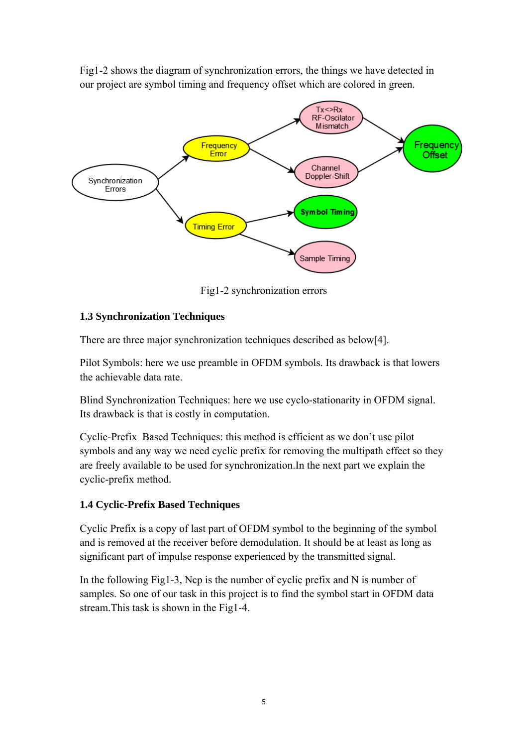Fig1-2 shows the diagram of synchronization errors, the things we have detected in our project are symbol timing and frequency offset which are colored in green.

Fig1-2 synchronization errors

### 1.3 Synchronization Techniques

There are three major synchronization techniques described as below[4].

Pilot Symbols: here we use preamble in OFDM symbols. Its drawback is that lowers the achievable data rate.

Blind Synchronization Techniques: here we use cyclo-stationarity in OFDM signal. Its drawback is that is costly in computation.

Cyclic-Prefix Based Techniques: this method is efficient as we don't use pilot symbols and any way we need cyclic prefix for removing the multipath effect so they are freely available to be used for synchronization.In the next part we explain the cyclic-prefix method.

### 1.4 Cyclic-Prefix Based Techniques

Cyclic Prefix is a copy of last part of OFDM symbol to the beginning of the symbol and is removed at the receiver before demodulation. It should be at least as long as significant part of impulse response experienced by the transmitted signal.

In the following Fig1-3, Ncp is the number of cyclic prefix and N is number of samples. So one of our task in this project is to find the symbol start in OFDM data stream.This task is shown in the Fig1-4.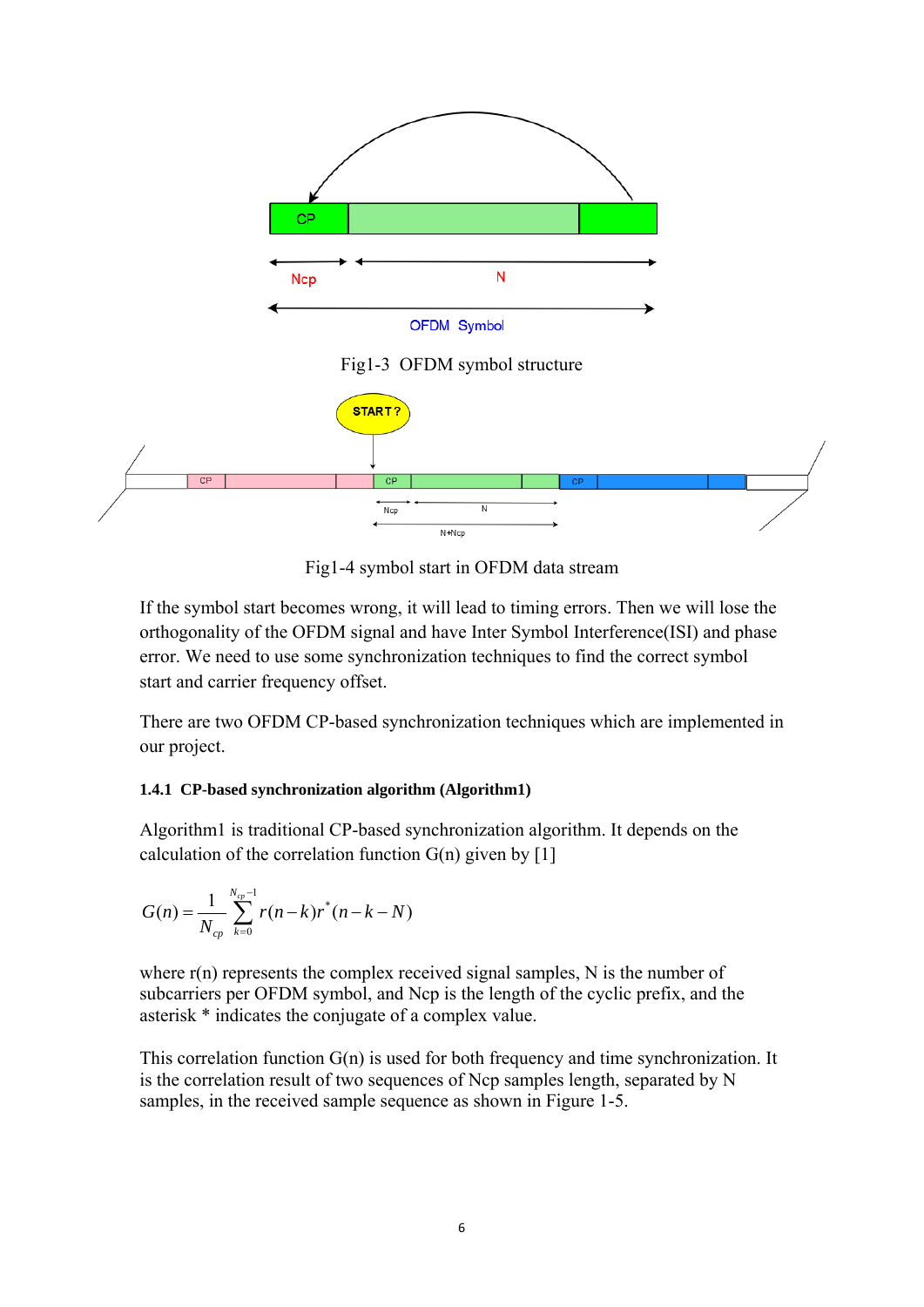Fig1-3 OFDM symbol structure

Fig1-4 symbol start in OFDM data stream

If the symbol start becomes wrong, it will lead to timing errors. Then we will lose the orthogonality of the OFDM signal and have Inter Symbol Interference(ISI) and phase error. We need to use some synchronization techniques to find the correct symbol start and carrier frequency offset.

There are two OFDM CP-based synchronization techniques which are implemented in our project.

#### 1.4.1 CP-based synchronization algorithm (Algorithm1)

Algorithm1 is traditional CP-based synchronization algorithm. It depends on the calculation of the correlation function G(n) given by [1]

$$G(n) = \frac{1}{N_{cp}} \sum_{k=0}^{N_{cp}-1} r(n-k) r^{*}(n-k-N)$$

where r(n) represents the complex received signal samples, N is the number of subcarriers per OFDM symbol, and Ncp is the length of the cyclic prefix, and the asterisk * indicates the conjugate of a complex value.

This correlation function G(n) is used for both frequency and time synchronization. It is the correlation result of two sequences of Ncp samples length, separated by N samples, in the received sample sequence as shown in Figure 1-5.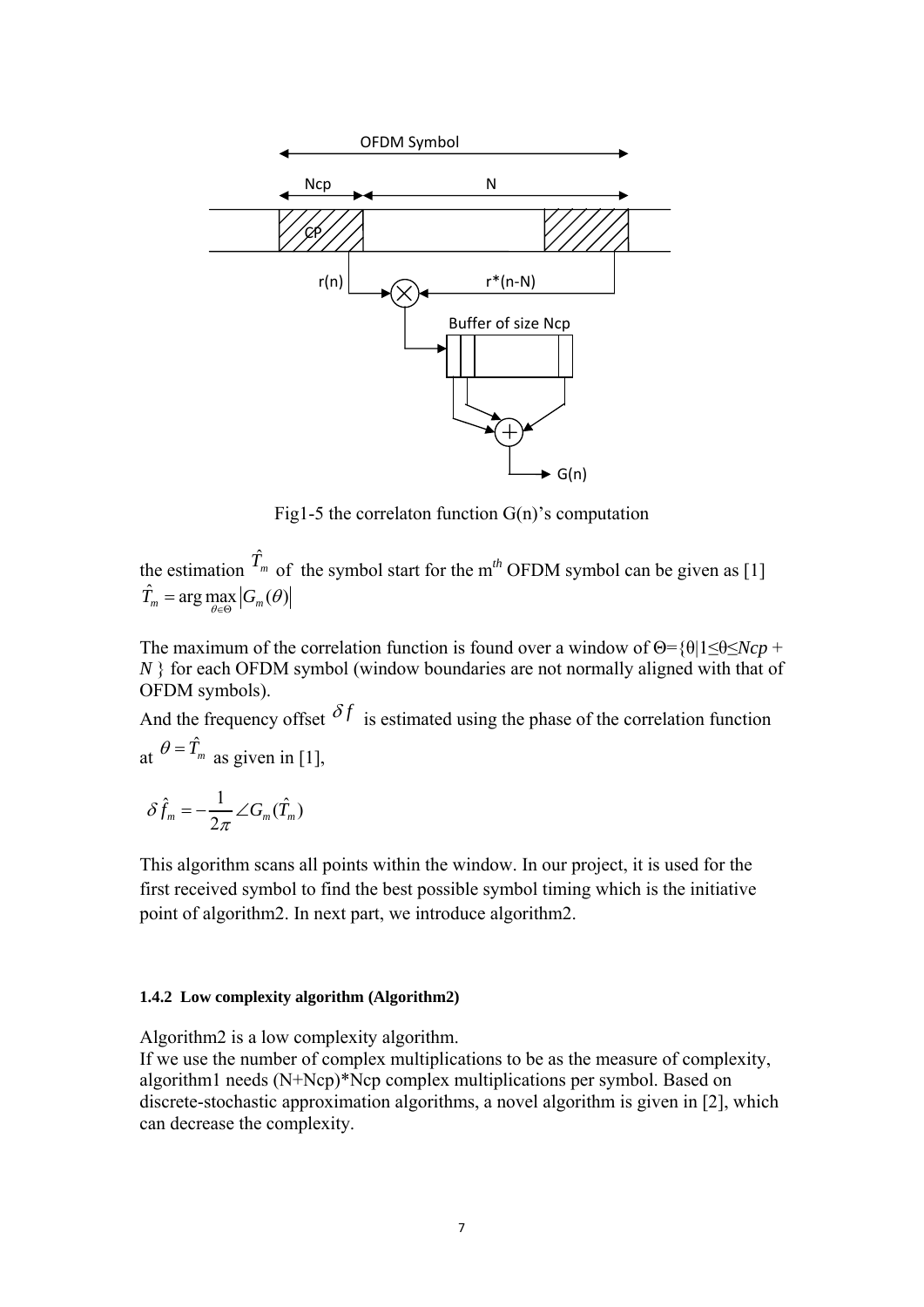Fig1-5 the correlaton function G(n)'s computation

the estimation $\hat{T}_m$ of the symbol start for the m$^{th}$ OFDM symbol can be given as [1]

$$\hat{T}_m = \arg\max_{\theta \in \Theta} |G_m(\theta)|$$

The maximum of the correlation function is found over a window of $\Theta=\{\theta|1\leq\theta\leq Ncp + N\}$ for each OFDM symbol (window boundaries are not normally aligned with that of OFDM symbols).

And the frequency offset $\delta f$ is estimated using the phase of the correlation function at $\theta = \hat{T}_m$ as given in [1],

$$\delta \hat{f}_m = -\frac{1}{2\pi} \angle G_m(\hat{T}_m)$$

This algorithm scans all points within the window. In our project, it is used for the first received symbol to find the best possible symbol timing which is the initiative point of algorithm2. In next part, we introduce algorithm2.

### 1.4.2 Low complexity algorithm (Algorithm2)

Algorithm2 is a low complexity algorithm.

If we use the number of complex multiplications to be as the measure of complexity, algorithm1 needs (N+Ncp)*Ncp complex multiplications per symbol. Based on discrete-stochastic approximation algorithms, a novel algorithm is given in [2], which can decrease the complexity.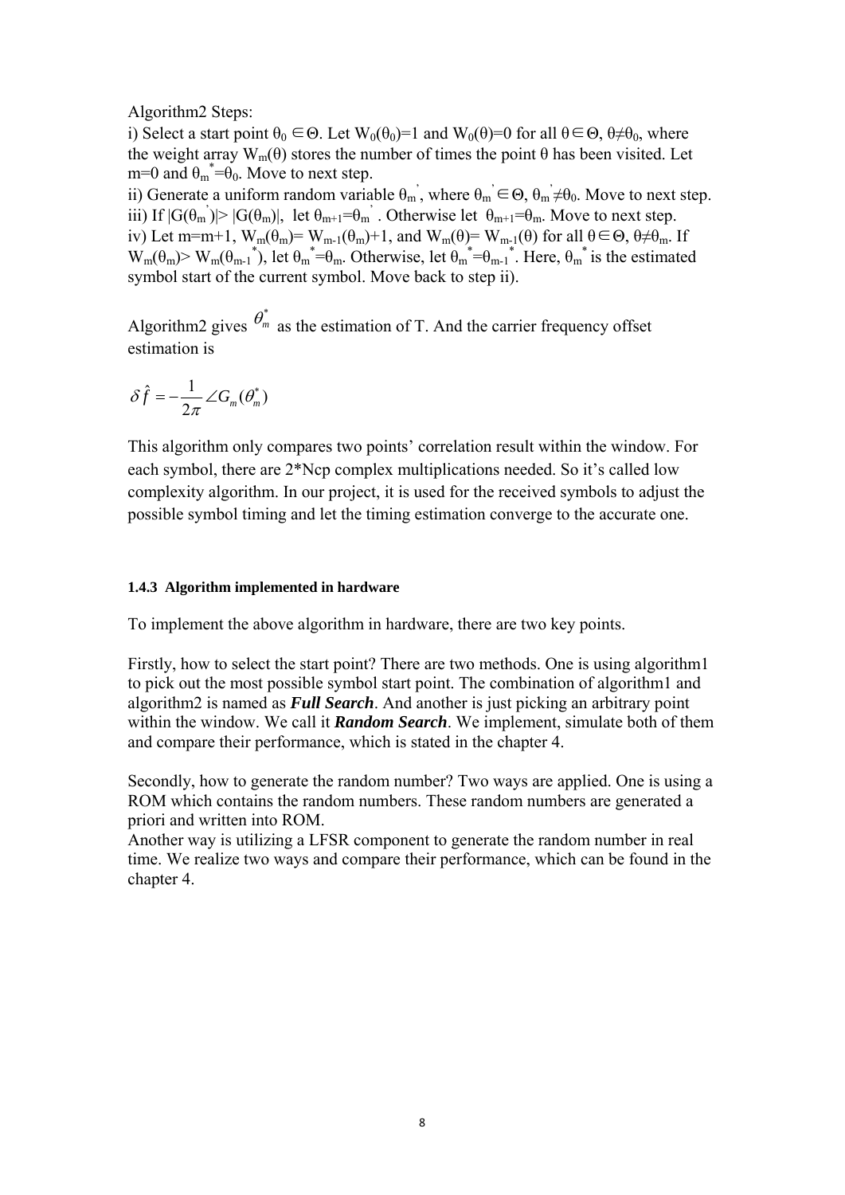Algorithm2 Steps:

i) Select a start point $\theta_0 \in \Theta$. Let $W_0(\theta_0)=1$ and $W_0(\theta)=0$ for all $\theta \in \Theta$, $\theta \neq \theta_0$, where the weight array $W_m(\theta)$ stores the number of times the point $\theta$ has been visited. Let $m=0$ and $\theta_m^*=\theta_0$. Move to next step.

ii) Generate a uniform random variable $\theta_m'$, where $\theta_m' \in \Theta$, $\theta_m' \neq \theta_0$. Move to next step.

iii) If $|G(\theta_m')| > |G(\theta_m)|$, let $\theta_{m+1}=\theta_m'$. Otherwise let $\theta_{m+1}=\theta_m$. Move to next step.

iv) Let $m=m+1$, $W_m(\theta_m)= W_{m-1}(\theta_m)+1$, and $W_m(\theta)= W_{m-1}(\theta)$ for all $\theta \in \Theta$, $\theta \neq \theta_m$. If $W_m(\theta_m) > W_m(\theta_{m-1}^*)$, let $\theta_m^*=\theta_m$. Otherwise, let $\theta_m^*=\theta_{m-1}^*$. Here, $\theta_m^*$ is the estimated symbol start of the current symbol. Move back to step ii).

Algorithm2 gives $\theta_m^*$ as the estimation of T. And the carrier frequency offset estimation is

$$\delta \hat{f} = -\frac{1}{2\pi} \angle G_m(\theta_m^*)$$

This algorithm only compares two points' correlation result within the window. For each symbol, there are 2*Ncp complex multiplications needed. So it's called low complexity algorithm. In our project, it is used for the received symbols to adjust the possible symbol timing and let the timing estimation converge to the accurate one.

#### 1.4.3 Algorithm implemented in hardware

To implement the above algorithm in hardware, there are two key points.

Firstly, how to select the start point? There are two methods. One is using algorithm1 to pick out the most possible symbol start point. The combination of algorithm1 and algorithm2 is named as ***Full Search***. And another is just picking an arbitrary point within the window. We call it ***Random Search***. We implement, simulate both of them and compare their performance, which is stated in the chapter 4.

Secondly, how to generate the random number? Two ways are applied. One is using a ROM which contains the random numbers. These random numbers are generated a priori and written into ROM.
Another way is utilizing a LFSR component to generate the random number in real time. We realize two ways and compare their performance, which can be found in the chapter 4.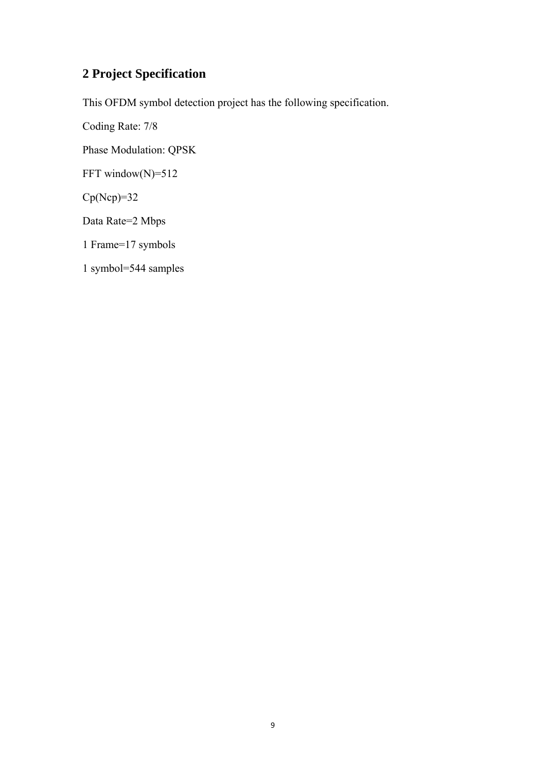## 2 Project Specification

This OFDM symbol detection project has the following specification.

Coding Rate: 7/8

Phase Modulation: QPSK

FFT window(N)=512

Cp(Ncp)=32

Data Rate=2 Mbps

1 Frame=17 symbols

1 symbol=544 samples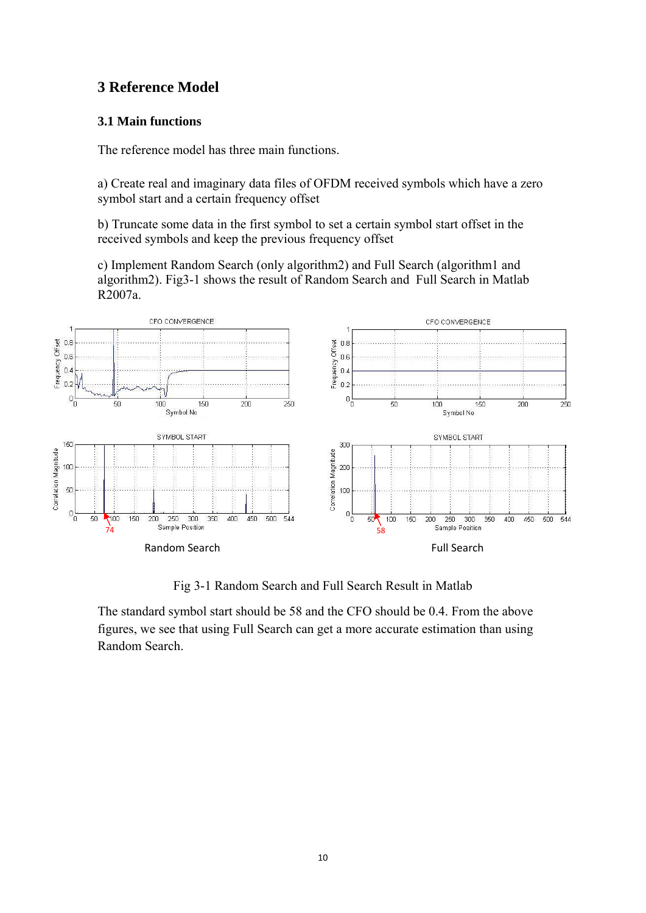## 3 Reference Model

### 3.1 Main functions

The reference model has three main functions.

a) Create real and imaginary data files of OFDM received symbols which have a zero symbol start and a certain frequency offset

b) Truncate some data in the first symbol to set a certain symbol start offset in the received symbols and keep the previous frequency offset

c) Implement Random Search (only algorithm2) and Full Search (algorithm1 and algorithm2). Fig3-1 shows the result of Random Search and Full Search in Matlab R2007a.

Fig 3-1 Random Search and Full Search Result in Matlab

The standard symbol start should be 58 and the CFO should be 0.4. From the above figures, we see that using Full Search can get a more accurate estimation than using Random Search.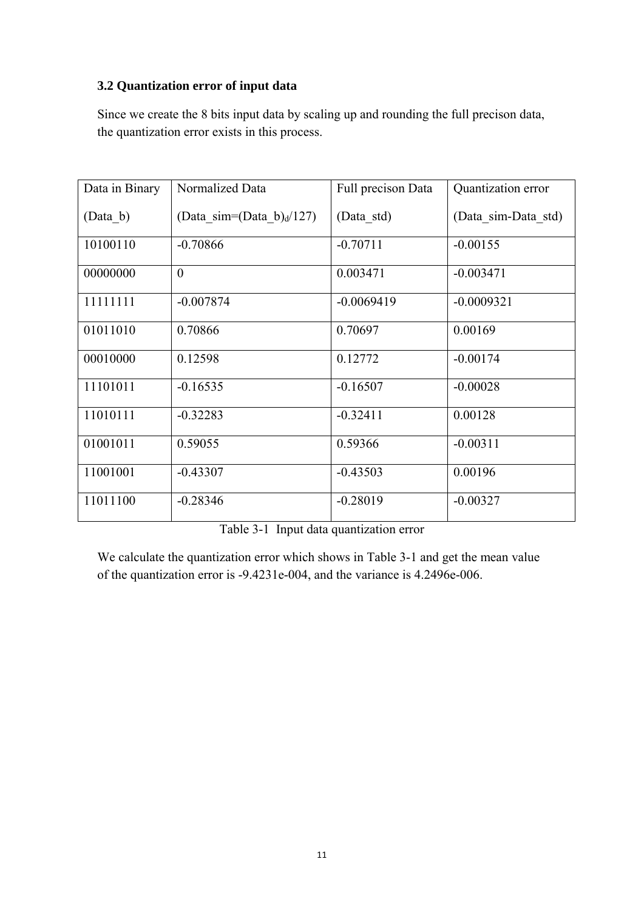### 3.2 Quantization error of input data

Since we create the 8 bits input data by scaling up and rounding the full precison data, the quantization error exists in this process.

| Data in Binary (Data_b) | Normalized Data (Data_sim=$(Data\_b)_d$/127) | Full precison Data (Data_std) | Quantization error (Data_sim-Data_std) |
|---|---|---|---|
| 10100110 | -0.70866 | -0.70711 | -0.00155 |
| 00000000 | 0 | 0.003471 | -0.003471 |
| 11111111 | -0.007874 | -0.0069419 | -0.0009321 |
| 01011010 | 0.70866 | 0.70697 | 0.00169 |
| 00010000 | 0.12598 | 0.12772 | -0.00174 |
| 11101011 | -0.16535 | -0.16507 | -0.00028 |
| 11010111 | -0.32283 | -0.32411 | 0.00128 |
| 01001011 | 0.59055 | 0.59366 | -0.00311 |
| 11001001 | -0.43307 | -0.43503 | 0.00196 |
| 11011100 | -0.28346 | -0.28019 | -0.00327 |

Table 3-1 Input data quantization error

We calculate the quantization error which shows in Table 3-1 and get the mean value of the quantization error is -9.4231e-004, and the variance is 4.2496e-006.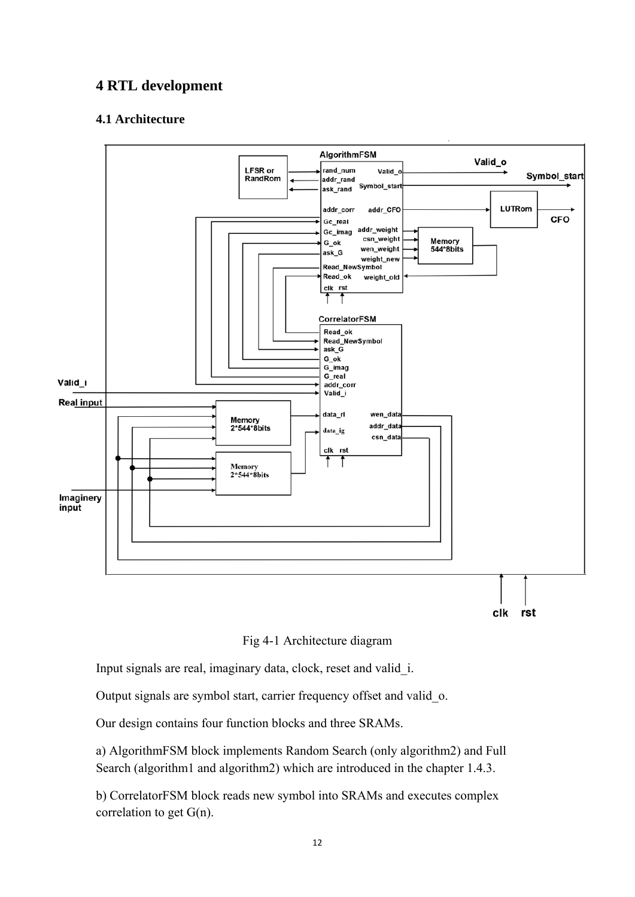# 4 RTL development

## 4.1 Architecture

Fig 4-1 Architecture diagram

Input signals are real, imaginary data, clock, reset and valid_i.

Output signals are symbol start, carrier frequency offset and valid_o.

Our design contains four function blocks and three SRAMs.

a) AlgorithmFSM block implements Random Search (only algorithm2) and Full Search (algorithm1 and algorithm2) which are introduced in the chapter 1.4.3.

b) CorrelatorFSM block reads new symbol into SRAMs and executes complex correlation to get G(n).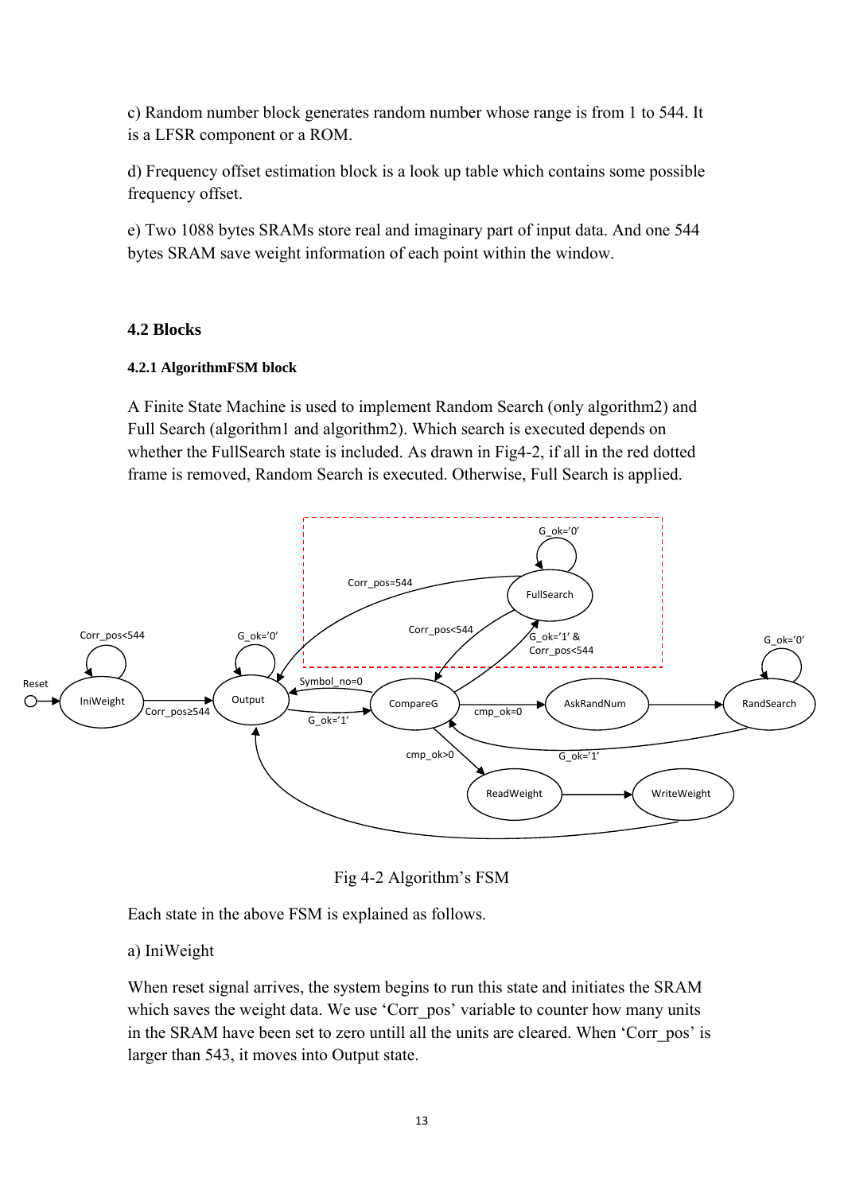c) Random number block generates random number whose range is from 1 to 544. It is a LFSR component or a ROM.

d) Frequency offset estimation block is a look up table which contains some possible frequency offset.

e) Two 1088 bytes SRAMs store real and imaginary part of input data. And one 544 bytes SRAM save weight information of each point within the window.

## 4.2 Blocks

### 4.2.1 AlgorithmFSM block

A Finite State Machine is used to implement Random Search (only algorithm2) and Full Search (algorithm1 and algorithm2). Which search is executed depends on whether the FullSearch state is included. As drawn in Fig4-2, if all in the red dotted frame is removed, Random Search is executed. Otherwise, Full Search is applied.

Fig 4-2 Algorithm's FSM

Each state in the above FSM is explained as follows.

a) IniWeight

When reset signal arrives, the system begins to run this state and initiates the SRAM which saves the weight data. We use 'Corr_pos' variable to counter how many units in the SRAM have been set to zero untill all the units are cleared. When 'Corr_pos' is larger than 543, it moves into Output state.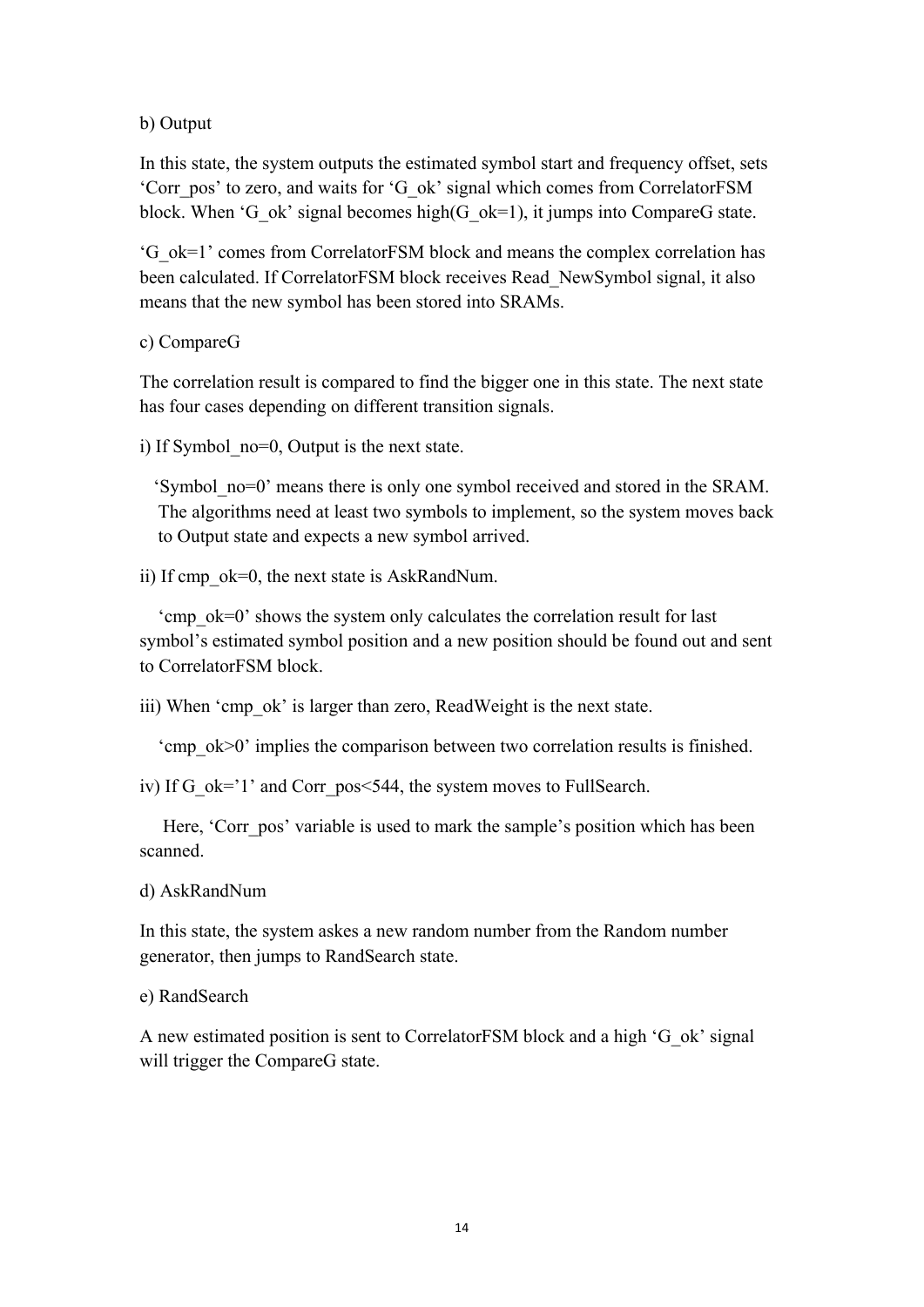b) Output

In this state, the system outputs the estimated symbol start and frequency offset, sets ‘Corr_pos’ to zero, and waits for ‘G_ok’ signal which comes from CorrelatorFSM block. When ‘G_ok’ signal becomes high(G_ok=1), it jumps into CompareG state.

‘G_ok=1’ comes from CorrelatorFSM block and means the complex correlation has been calculated. If CorrelatorFSM block receives Read_NewSymbol signal, it also means that the new symbol has been stored into SRAMs.

c) CompareG

The correlation result is compared to find the bigger one in this state. The next state has four cases depending on different transition signals.

i) If Symbol_no=0, Output is the next state.

‘Symbol_no=0’ means there is only one symbol received and stored in the SRAM. The algorithms need at least two symbols to implement, so the system moves back to Output state and expects a new symbol arrived.

ii) If cmp_ok=0, the next state is AskRandNum.

‘cmp_ok=0’ shows the system only calculates the correlation result for last symbol’s estimated symbol position and a new position should be found out and sent to CorrelatorFSM block.

iii) When ‘cmp_ok’ is larger than zero, ReadWeight is the next state.

‘cmp_ok>0’ implies the comparison between two correlation results is finished.

iv) If G_ok=’1’ and Corr_pos<544, the system moves to FullSearch.

Here, ‘Corr_pos’ variable is used to mark the sample’s position which has been scanned.

d) AskRandNum

In this state, the system askes a new random number from the Random number generator, then jumps to RandSearch state.

e) RandSearch

A new estimated position is sent to CorrelatorFSM block and a high ‘G_ok’ signal will trigger the CompareG state.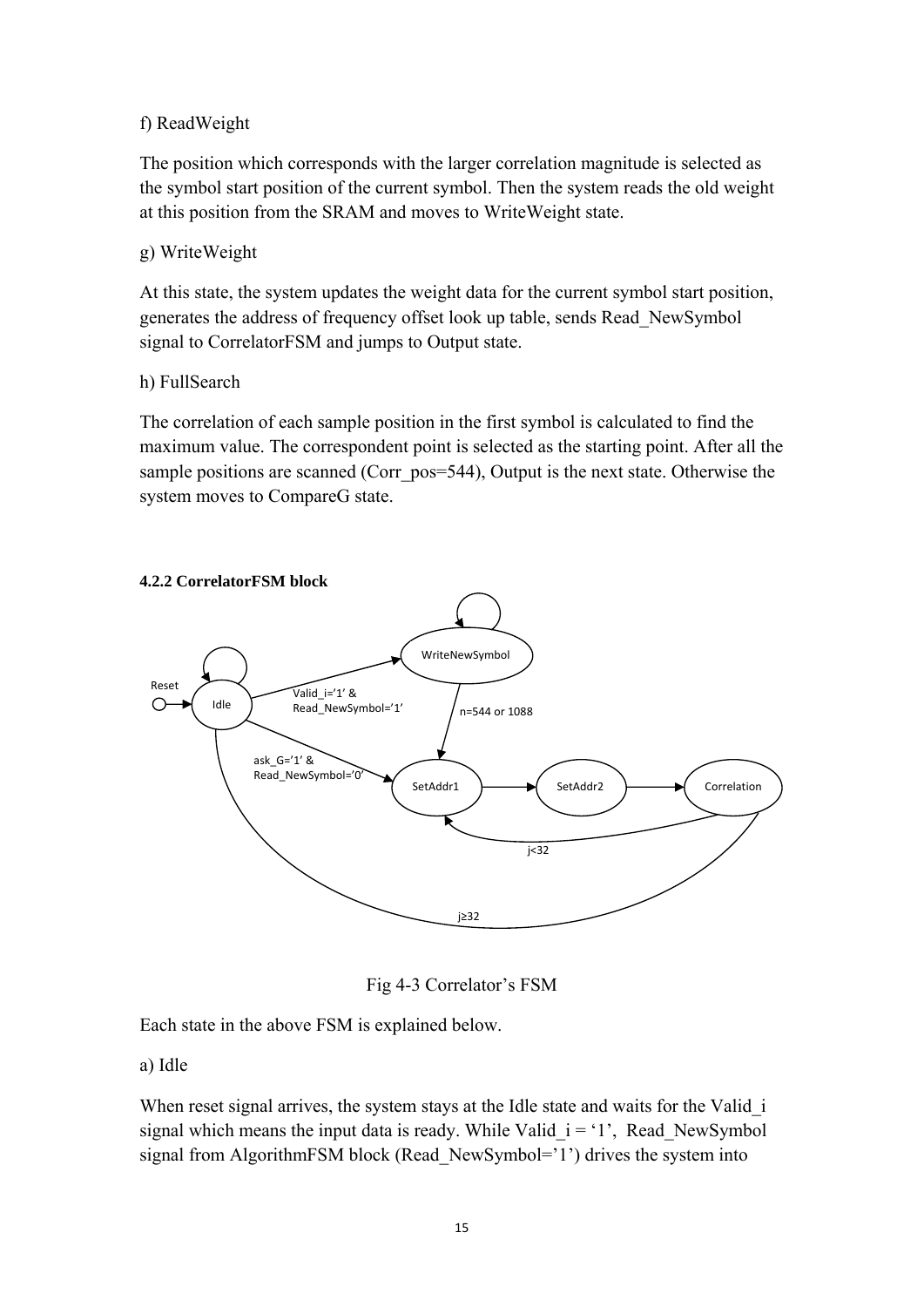f) ReadWeight

The position which corresponds with the larger correlation magnitude is selected as the symbol start position of the current symbol. Then the system reads the old weight at this position from the SRAM and moves to WriteWeight state.

g) WriteWeight

At this state, the system updates the weight data for the current symbol start position, generates the address of frequency offset look up table, sends Read_NewSymbol signal to CorrelatorFSM and jumps to Output state.

h) FullSearch

The correlation of each sample position in the first symbol is calculated to find the maximum value. The correspondent point is selected as the starting point. After all the sample positions are scanned (Corr_pos=544), Output is the next state. Otherwise the system moves to CompareG state.

#### 4.2.2 CorrelatorFSM block

Fig 4-3 Correlator's FSM

Each state in the above FSM is explained below.

a) Idle

When reset signal arrives, the system stays at the Idle state and waits for the Valid_i signal which means the input data is ready. While Valid_i = '1', Read_NewSymbol signal from AlgorithmFSM block (Read_NewSymbol='1') drives the system into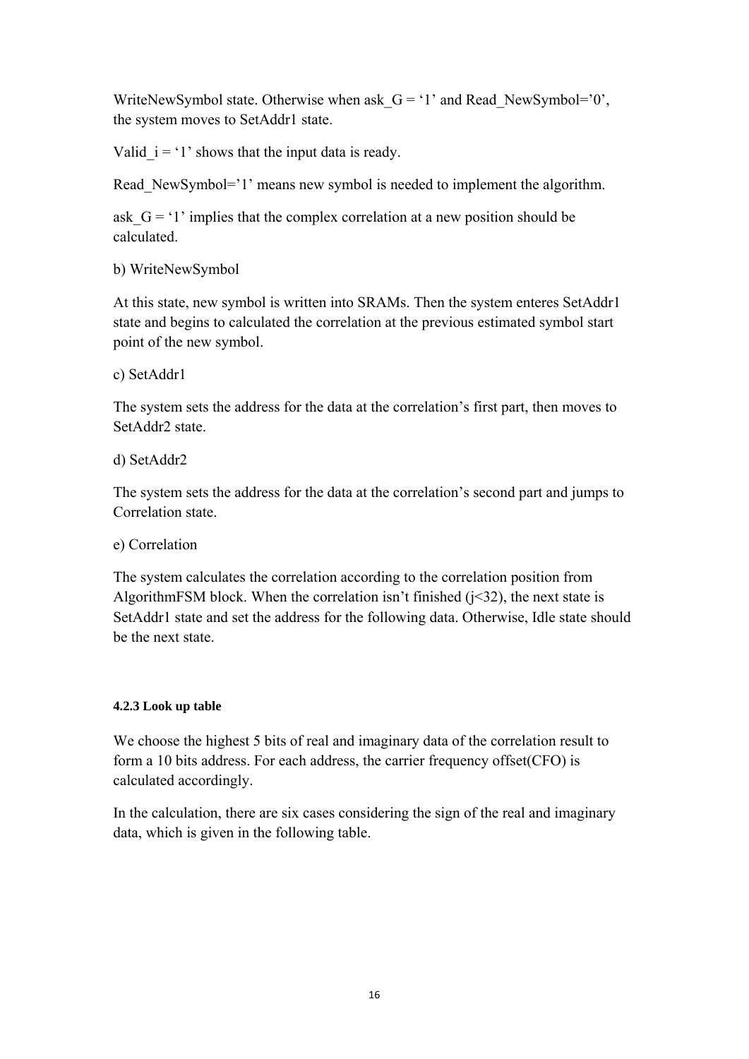WriteNewSymbol state. Otherwise when ask_G = '1' and Read_NewSymbol='0', the system moves to SetAddr1 state.

Valid_i = '1' shows that the input data is ready.

Read_NewSymbol='1' means new symbol is needed to implement the algorithm.

ask_G = '1' implies that the complex correlation at a new position should be calculated.

b) WriteNewSymbol

At this state, new symbol is written into SRAMs. Then the system enteres SetAddr1 state and begins to calculated the correlation at the previous estimated symbol start point of the new symbol.

c) SetAddr1

The system sets the address for the data at the correlation's first part, then moves to SetAddr2 state.

d) SetAddr2

The system sets the address for the data at the correlation's second part and jumps to Correlation state.

e) Correlation

The system calculates the correlation according to the correlation position from AlgorithmFSM block. When the correlation isn't finished ($j<32$), the next state is SetAddr1 state and set the address for the following data. Otherwise, Idle state should be the next state.

#### 4.2.3 Look up table

We choose the highest 5 bits of real and imaginary data of the correlation result to form a 10 bits address. For each address, the carrier frequency offset(CFO) is calculated accordingly.

In the calculation, there are six cases considering the sign of the real and imaginary data, which is given in the following table.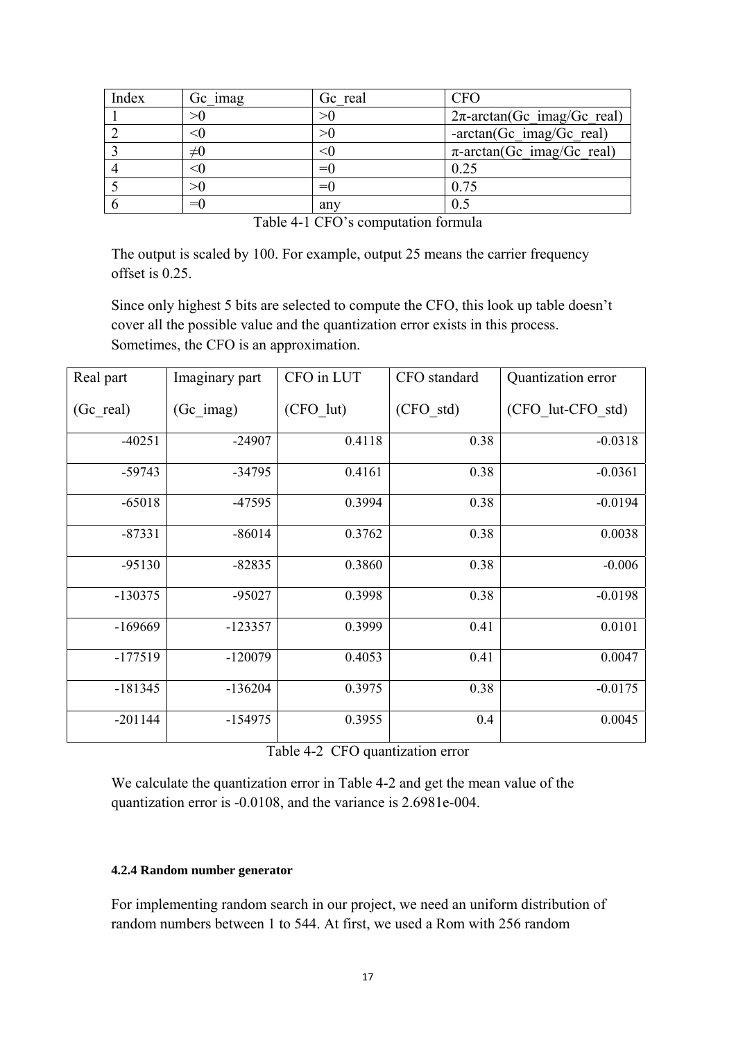| Index | Gc_imag | Gc_real | CFO |
|---|---|---|---|
| 1 | >0 | >0 | 2π-arctan(Gc_imag/Gc_real) |
| 2 | <0 | >0 | -arctan(Gc_imag/Gc_real) |
| 3 | ≠0 | <0 | π-arctan(Gc_imag/Gc_real) |
| 4 | <0 | =0 | 0.25 |
| 5 | >0 | =0 | 0.75 |
| 6 | =0 | any | 0.5 |

Table 4-1 CFO's computation formula

The output is scaled by 100. For example, output 25 means the carrier frequency offset is 0.25.

Since only highest 5 bits are selected to compute the CFO, this look up table doesn't cover all the possible value and the quantization error exists in this process. Sometimes, the CFO is an approximation.

| Real part (Gc_real) | Imaginary part (Gc_imag) | CFO in LUT (CFO_lut) | CFO standard (CFO_std) | Quantization error (CFO_lut-CFO_std) |
|---|---|---|---|---|
| -40251 | -24907 | 0.4118 | 0.38 | -0.0318 |
| -59743 | -34795 | 0.4161 | 0.38 | -0.0361 |
| -65018 | -47595 | 0.3994 | 0.38 | -0.0194 |
| -87331 | -86014 | 0.3762 | 0.38 | 0.0038 |
| -95130 | -82835 | 0.3860 | 0.38 | -0.006 |
| -130375 | -95027 | 0.3998 | 0.38 | -0.0198 |
| -169669 | -123357 | 0.3999 | 0.41 | 0.0101 |
| -177519 | -120079 | 0.4053 | 0.41 | 0.0047 |
| -181345 | -136204 | 0.3975 | 0.38 | -0.0175 |
| -201144 | -154975 | 0.3955 | 0.4 | 0.0045 |

Table 4-2 CFO quantization error

We calculate the quantization error in Table 4-2 and get the mean value of the quantization error is -0.0108, and the variance is 2.6981e-004.

#### 4.2.4 Random number generator

For implementing random search in our project, we need an uniform distribution of random numbers between 1 to 544. At first, we used a Rom with 256 random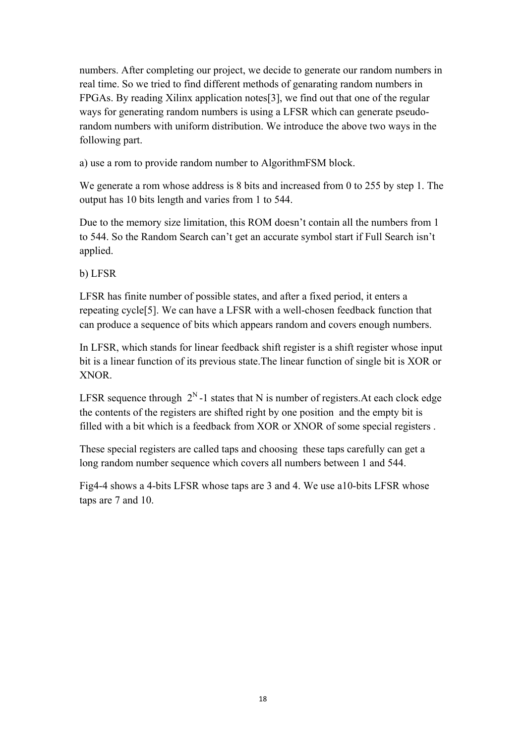numbers. After completing our project, we decide to generate our random numbers in real time. So we tried to find different methods of genarating random numbers in FPGAs. By reading Xilinx application notes[3], we find out that one of the regular ways for generating random numbers is using a LFSR which can generate pseudo-random numbers with uniform distribution. We introduce the above two ways in the following part.

a) use a rom to provide random number to AlgorithmFSM block.

We generate a rom whose address is 8 bits and increased from 0 to 255 by step 1. The output has 10 bits length and varies from 1 to 544.

Due to the memory size limitation, this ROM doesn't contain all the numbers from 1 to 544. So the Random Search can't get an accurate symbol start if Full Search isn't applied.

b) LFSR

LFSR has finite number of possible states, and after a fixed period, it enters a repeating cycle[5]. We can have a LFSR with a well-chosen feedback function that can produce a sequence of bits which appears random and covers enough numbers.

In LFSR, which stands for linear feedback shift register is a shift register whose input bit is a linear function of its previous state.The linear function of single bit is XOR or XNOR.

LFSR sequence through $2^N$-1 states that N is number of registers.At each clock edge the contents of the registers are shifted right by one position and the empty bit is filled with a bit which is a feedback from XOR or XNOR of some special registers .

These special registers are called taps and choosing these taps carefully can get a long random number sequence which covers all numbers between 1 and 544.

Fig4-4 shows a 4-bits LFSR whose taps are 3 and 4. We use a10-bits LFSR whose taps are 7 and 10.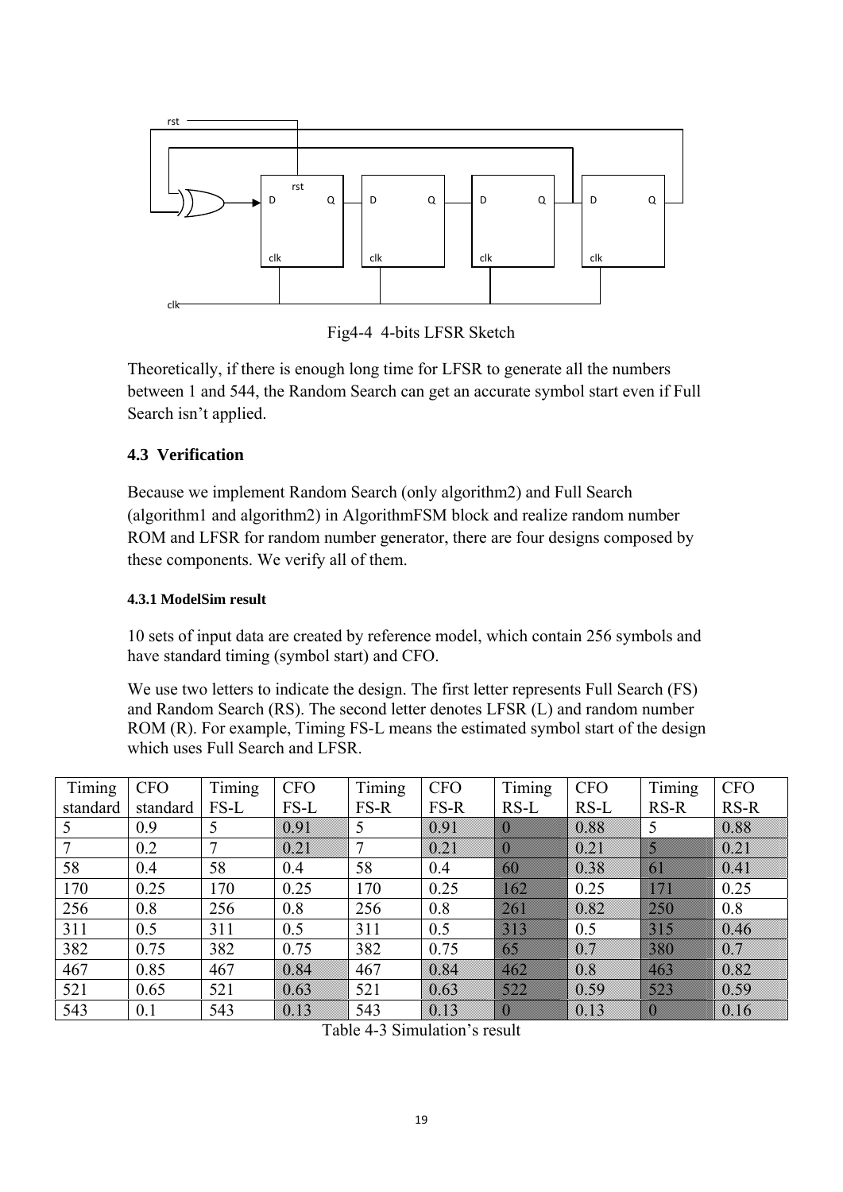Fig4-4 4-bits LFSR Sketch

Theoretically, if there is enough long time for LFSR to generate all the numbers between 1 and 544, the Random Search can get an accurate symbol start even if Full Search isn't applied.

## 4.3 Verification

Because we implement Random Search (only algorithm2) and Full Search (algorithm1 and algorithm2) in AlgorithmFSM block and realize random number ROM and LFSR for random number generator, there are four designs composed by these components. We verify all of them.

### 4.3.1 ModelSim result

10 sets of input data are created by reference model, which contain 256 symbols and have standard timing (symbol start) and CFO.

We use two letters to indicate the design. The first letter represents Full Search (FS) and Random Search (RS). The second letter denotes LFSR (L) and random number ROM (R). For example, Timing FS-L means the estimated symbol start of the design which uses Full Search and LFSR.

| Timing standard | CFO standard | Timing FS-L | CFO FS-L | Timing FS-R | CFO FS-R | Timing RS-L | CFO RS-L | Timing RS-R | CFO RS-R |
|---|---|---|---|---|---|---|---|---|---|
| 5 | 0.9 | 5 | 0.91 | 5 | 0.91 | 0 | 0.88 | 5 | 0.88 |
| 7 | 0.2 | 7 | 0.21 | 7 | 0.21 | 0 | 0.21 | 5 | 0.21 |
| 58 | 0.4 | 58 | 0.4 | 58 | 0.4 | 60 | 0.38 | 61 | 0.41 |
| 170 | 0.25 | 170 | 0.25 | 170 | 0.25 | 162 | 0.25 | 171 | 0.25 |
| 256 | 0.8 | 256 | 0.8 | 256 | 0.8 | 261 | 0.82 | 250 | 0.8 |
| 311 | 0.5 | 311 | 0.5 | 311 | 0.5 | 313 | 0.5 | 315 | 0.46 |
| 382 | 0.75 | 382 | 0.75 | 382 | 0.75 | 65 | 0.7 | 380 | 0.7 |
| 467 | 0.85 | 467 | 0.84 | 467 | 0.84 | 462 | 0.8 | 463 | 0.82 |
| 521 | 0.65 | 521 | 0.63 | 521 | 0.63 | 522 | 0.59 | 523 | 0.59 |
| 543 | 0.1 | 543 | 0.13 | 543 | 0.13 | 0 | 0.13 | 0 | 0.16 |

Table 4-3 Simulation's result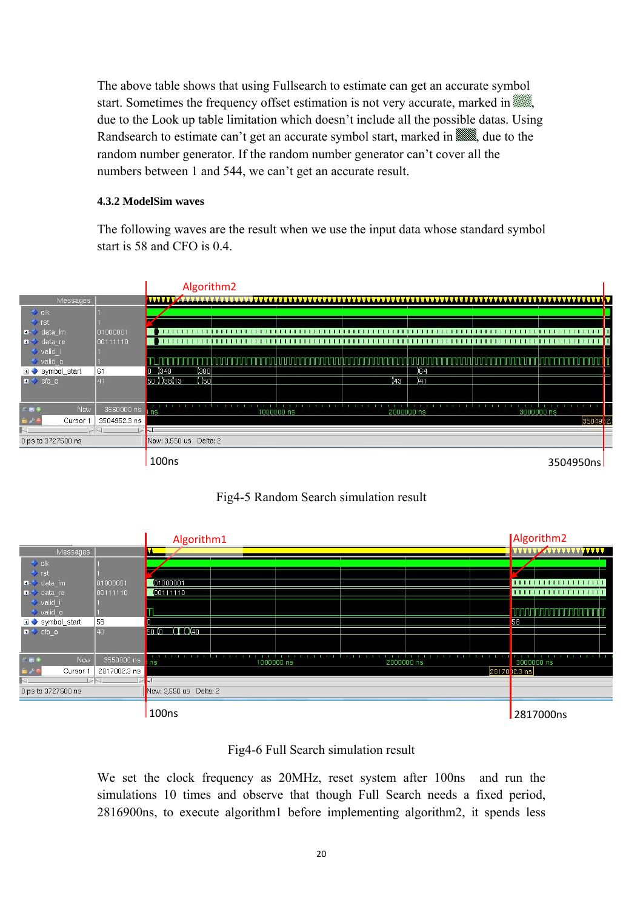The above table shows that using Fullsearch to estimate can get an accurate symbol start. Sometimes the frequency offset estimation is not very accurate, marked in ▨, due to the Look up table limitation which doesn't include all the possible datas. Using Randsearch to estimate can't get an accurate symbol start, marked in ▩, due to the random number generator. If the random number generator can't cover all the numbers between 1 and 544, we can't get an accurate result.

### 4.3.2 ModelSim waves

The following waves are the result when we use the input data whose standard symbol start is 58 and CFO is 0.4.

Fig4-5 Random Search simulation result

Fig4-6 Full Search simulation result

We set the clock frequency as 20MHz, reset system after 100ns and run the simulations 10 times and observe that though Full Search needs a fixed period, 2816900ns, to execute algorithm1 before implementing algorithm2, it spends less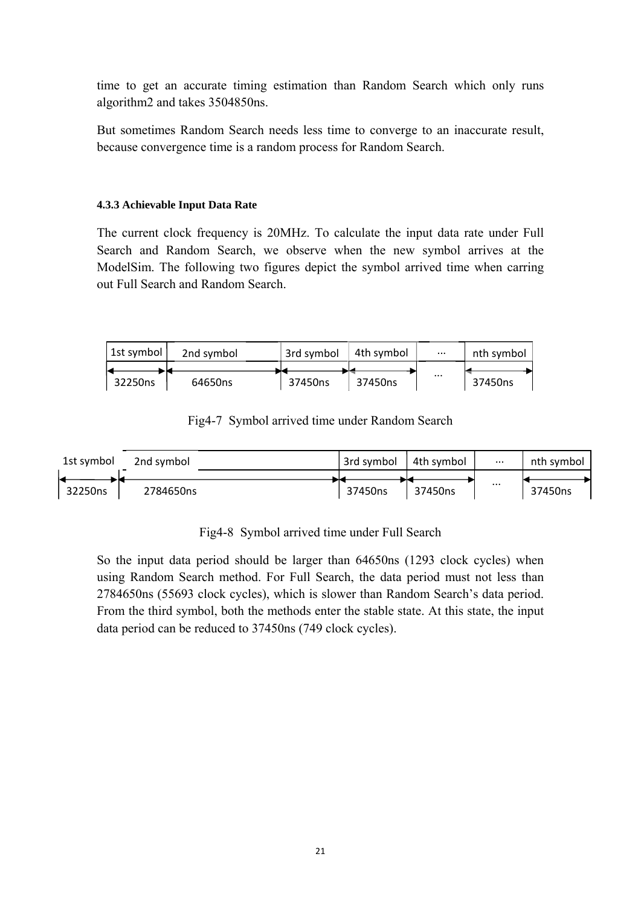time to get an accurate timing estimation than Random Search which only runs algorithm2 and takes 3504850ns.

But sometimes Random Search needs less time to converge to an inaccurate result, because convergence time is a random process for Random Search.

#### 4.3.3 Achievable Input Data Rate

The current clock frequency is 20MHz. To calculate the input data rate under Full Search and Random Search, we observe when the new symbol arrives at the ModelSim. The following two figures depict the symbol arrived time when carring out Full Search and Random Search.

| 1st symbol | 2nd symbol | 3rd symbol | 4th symbol | ··· | nth symbol |
|---|---|---|---|---|---|
| 32250ns | 64650ns | 37450ns | 37450ns | ··· | 37450ns |

Fig4-7 Symbol arrived time under Random Search

| 1st symbol | 2nd symbol | 3rd symbol | 4th symbol | ··· | nth symbol |
|---|---|---|---|---|---|
| 32250ns | 2784650ns | 37450ns | 37450ns | ··· | 37450ns |

Fig4-8 Symbol arrived time under Full Search

So the input data period should be larger than 64650ns (1293 clock cycles) when using Random Search method. For Full Search, the data period must not less than 2784650ns (55693 clock cycles), which is slower than Random Search's data period. From the third symbol, both the methods enter the stable state. At this state, the input data period can be reduced to 37450ns (749 clock cycles).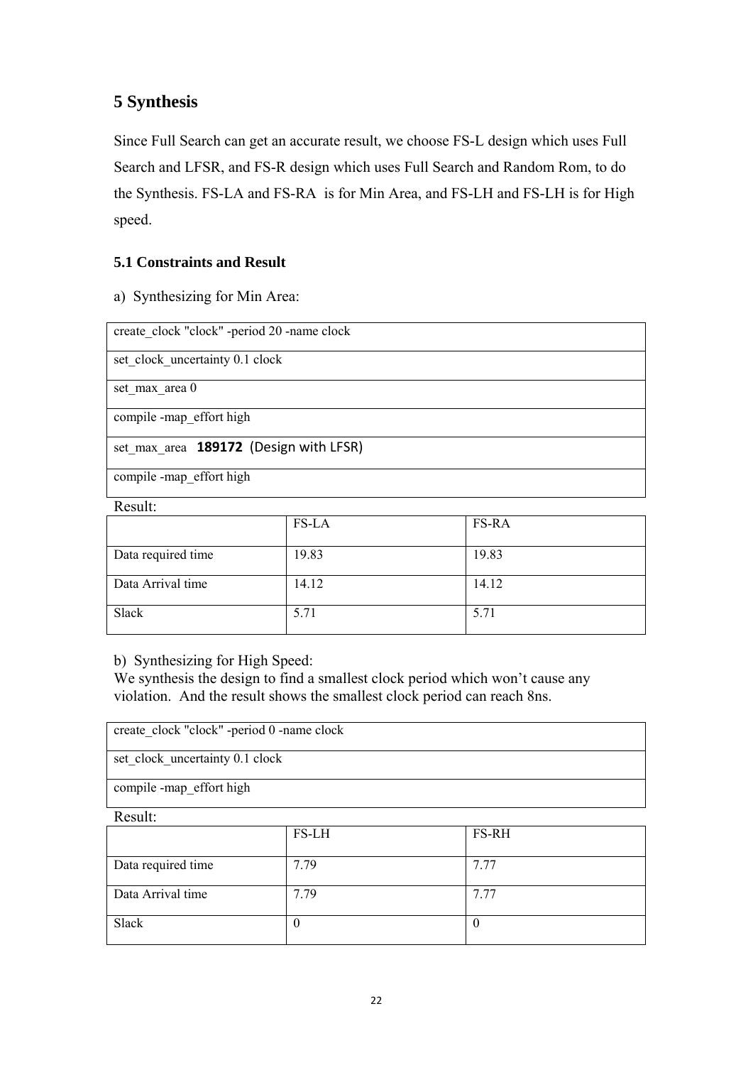## 5 Synthesis

Since Full Search can get an accurate result, we choose FS-L design which uses Full Search and LFSR, and FS-R design which uses Full Search and Random Rom, to do the Synthesis. FS-LA and FS-RA is for Min Area, and FS-LH and FS-LH is for High speed.

### 5.1 Constraints and Result

a) Synthesizing for Min Area:

| create_clock "clock" -period 20 -name clock |
|---|
| set_clock_uncertainty 0.1 clock |
| set_max_area 0 |
| compile -map_effort high |
| set_max_area **189172** (Design with LFSR) |
| compile -map_effort high |

Result:

| | FS-LA | FS-RA |
|---|---|---|
| Data required time | 19.83 | 19.83 |
| Data Arrival time | 14.12 | 14.12 |
| Slack | 5.71 | 5.71 |

b) Synthesizing for High Speed:
We synthesis the design to find a smallest clock period which won't cause any violation. And the result shows the smallest clock period can reach 8ns.

| create_clock "clock" -period 0 -name clock |
|---|
| set_clock_uncertainty 0.1 clock |
| compile -map_effort high |

Result:

| | FS-LH | FS-RH |
|---|---|---|
| Data required time | 7.79 | 7.77 |
| Data Arrival time | 7.79 | 7.77 |
| Slack | 0 | 0 |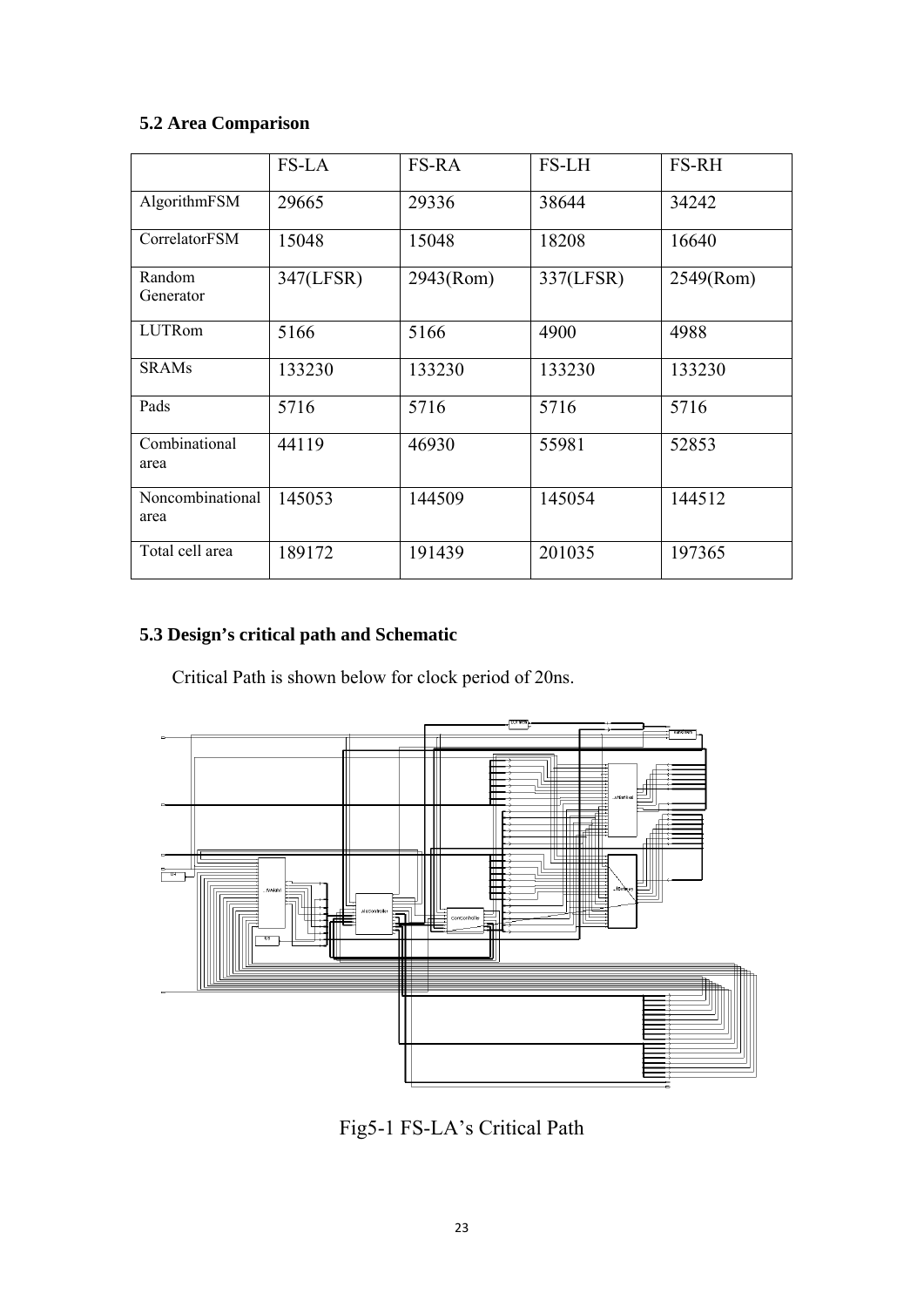### 5.2 Area Comparison

| | FS-LA | FS-RA | FS-LH | FS-RH |
|---|---|---|---|---|
| AlgorithmFSM | 29665 | 29336 | 38644 | 34242 |
| CorrelatorFSM | 15048 | 15048 | 18208 | 16640 |
| Random Generator | 347(LFSR) | 2943(Rom) | 337(LFSR) | 2549(Rom) |
| LUTRom | 5166 | 5166 | 4900 | 4988 |
| SRAMs | 133230 | 133230 | 133230 | 133230 |
| Pads | 5716 | 5716 | 5716 | 5716 |
| Combinational area | 44119 | 46930 | 55981 | 52853 |
| Noncombinational area | 145053 | 144509 | 145054 | 144512 |
| Total cell area | 189172 | 191439 | 201035 | 197365 |

### 5.3 Design's critical path and Schematic

Critical Path is shown below for clock period of 20ns.

Fig5-1 FS-LA's Critical Path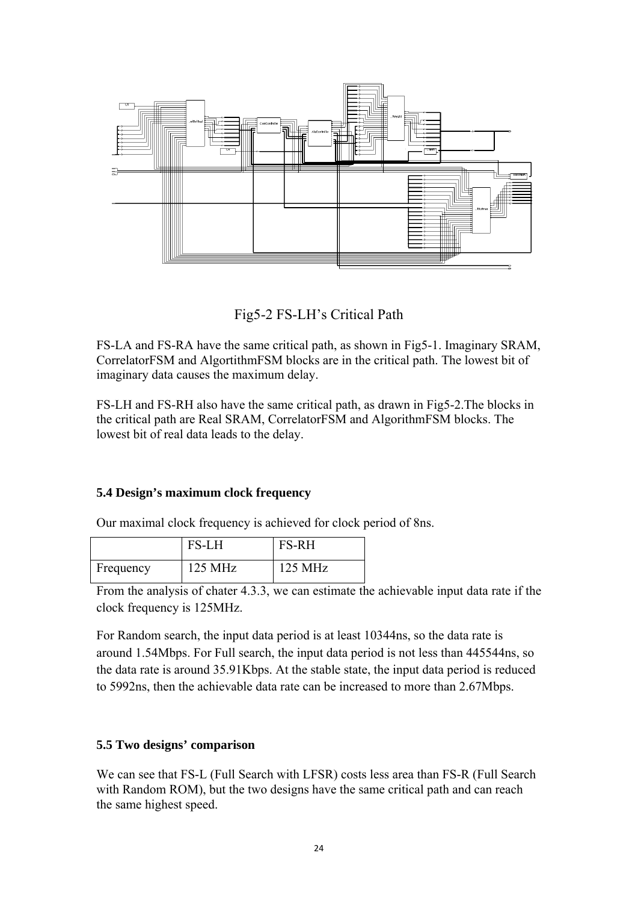Fig5-2 FS-LH's Critical Path

FS-LA and FS-RA have the same critical path, as shown in Fig5-1. Imaginary SRAM, CorrelatorFSM and AlgortithmFSM blocks are in the critical path. The lowest bit of imaginary data causes the maximum delay.

FS-LH and FS-RH also have the same critical path, as drawn in Fig5-2.The blocks in the critical path are Real SRAM, CorrelatorFSM and AlgorithmFSM blocks. The lowest bit of real data leads to the delay.

### 5.4 Design's maximum clock frequency

Our maximal clock frequency is achieved for clock period of 8ns.

| | FS-LH | FS-RH |
|---|---|---|
| Frequency | 125 MHz | 125 MHz |

From the analysis of chater 4.3.3, we can estimate the achievable input data rate if the clock frequency is 125MHz.

For Random search, the input data period is at least 10344ns, so the data rate is around 1.54Mbps. For Full search, the input data period is not less than 445544ns, so the data rate is around 35.91Kbps. At the stable state, the input data period is reduced to 5992ns, then the achievable data rate can be increased to more than 2.67Mbps.

### 5.5 Two designs' comparison

We can see that FS-L (Full Search with LFSR) costs less area than FS-R (Full Search with Random ROM), but the two designs have the same critical path and can reach the same highest speed.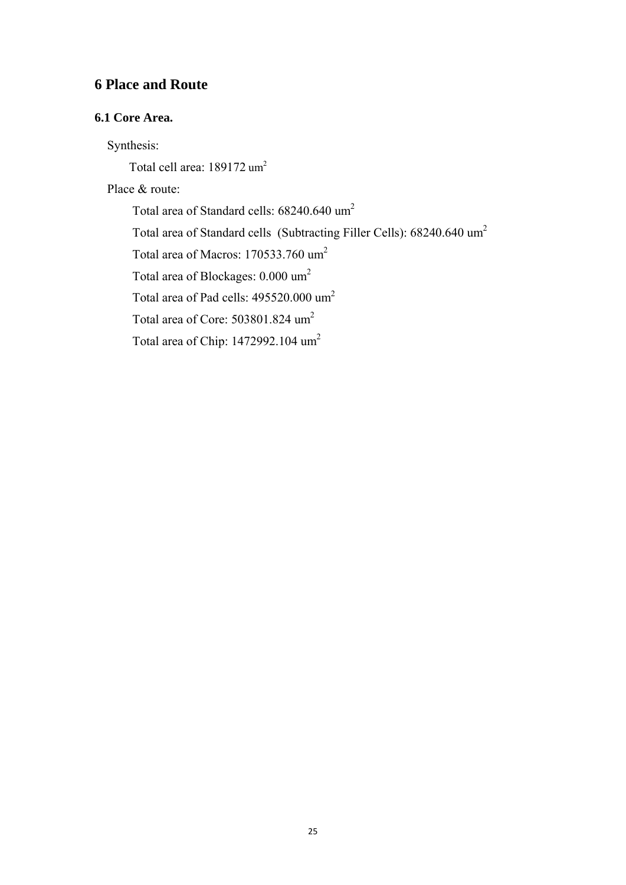# 6 Place and Route

## 6.1 Core Area.

Synthesis:

Total cell area: 189172 $um^2$

Place & route:

Total area of Standard cells: 68240.640 $um^2$

Total area of Standard cells (Subtracting Filler Cells): 68240.640 $um^2$

Total area of Macros: 170533.760 $um^2$

Total area of Blockages: 0.000 $um^2$

Total area of Pad cells: 495520.000 $um^2$

Total area of Core: 503801.824 $um^2$

Total area of Chip: 1472992.104 $um^2$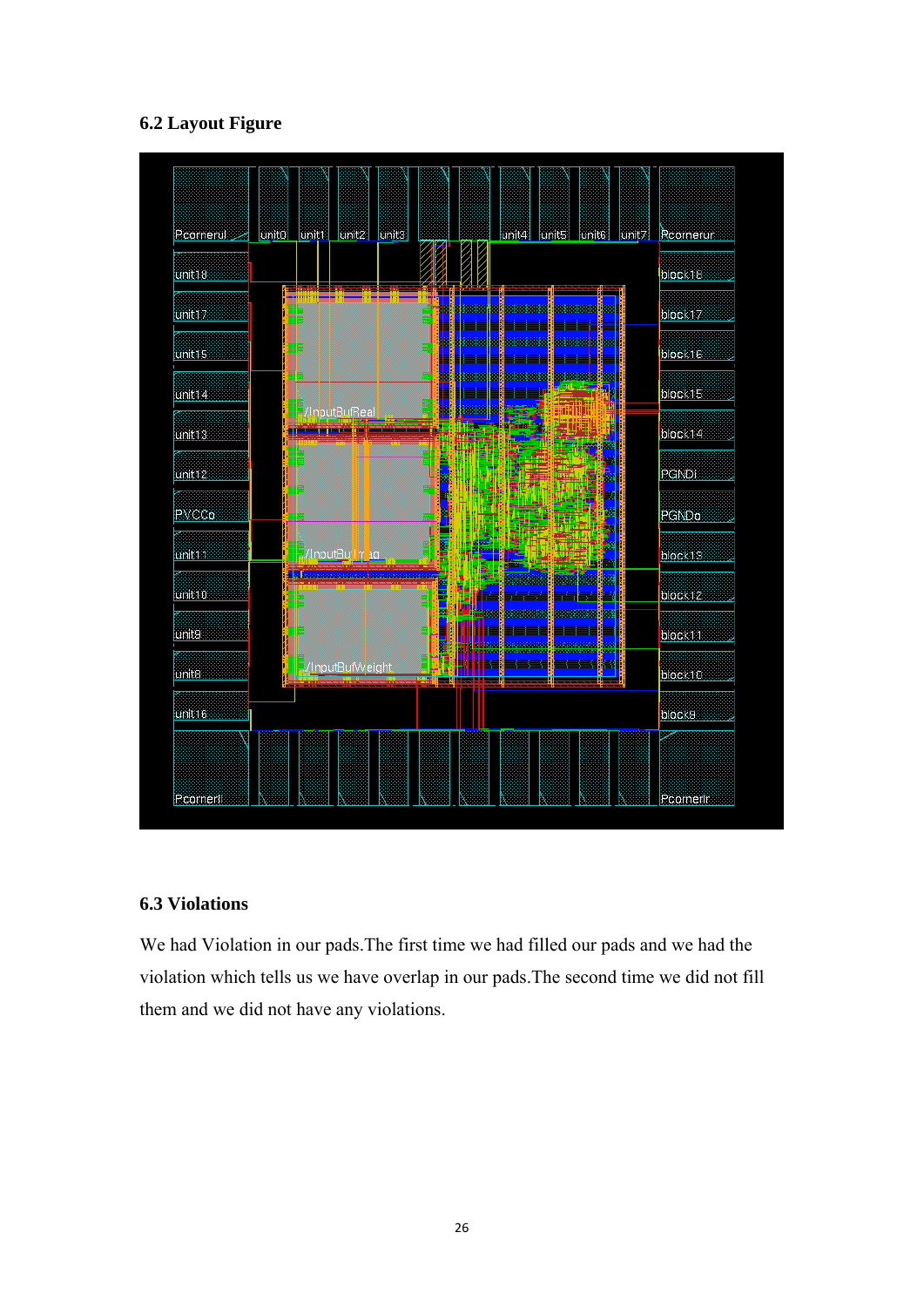## 6.2 Layout Figure

## 6.3 Violations

We had Violation in our pads.The first time we had filled our pads and we had the violation which tells us we have overlap in our pads.The second time we did not fill them and we did not have any violations.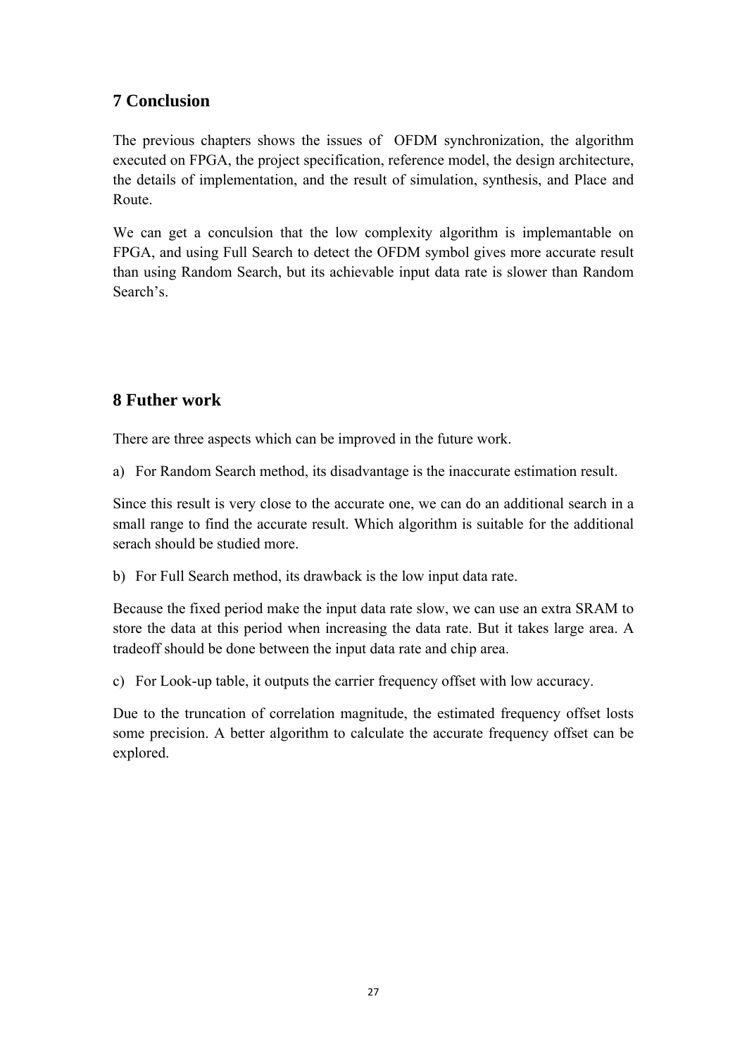## 7 Conclusion

The previous chapters shows the issues of OFDM synchronization, the algorithm executed on FPGA, the project specification, reference model, the design architecture, the details of implementation, and the result of simulation, synthesis, and Place and Route.

We can get a conculsion that the low complexity algorithm is implemantable on FPGA, and using Full Search to detect the OFDM symbol gives more accurate result than using Random Search, but its achievable input data rate is slower than Random Search's.

## 8 Futher work

There are three aspects which can be improved in the future work.

a) For Random Search method, its disadvantage is the inaccurate estimation result.

Since this result is very close to the accurate one, we can do an additional search in a small range to find the accurate result. Which algorithm is suitable for the additional serach should be studied more.

b) For Full Search method, its drawback is the low input data rate.

Because the fixed period make the input data rate slow, we can use an extra SRAM to store the data at this period when increasing the data rate. But it takes large area. A tradeoff should be done between the input data rate and chip area.

c) For Look-up table, it outputs the carrier frequency offset with low accuracy.

Due to the truncation of correlation magnitude, the estimated frequency offset losts some precision. A better algorithm to calculate the accurate frequency offset can be explored.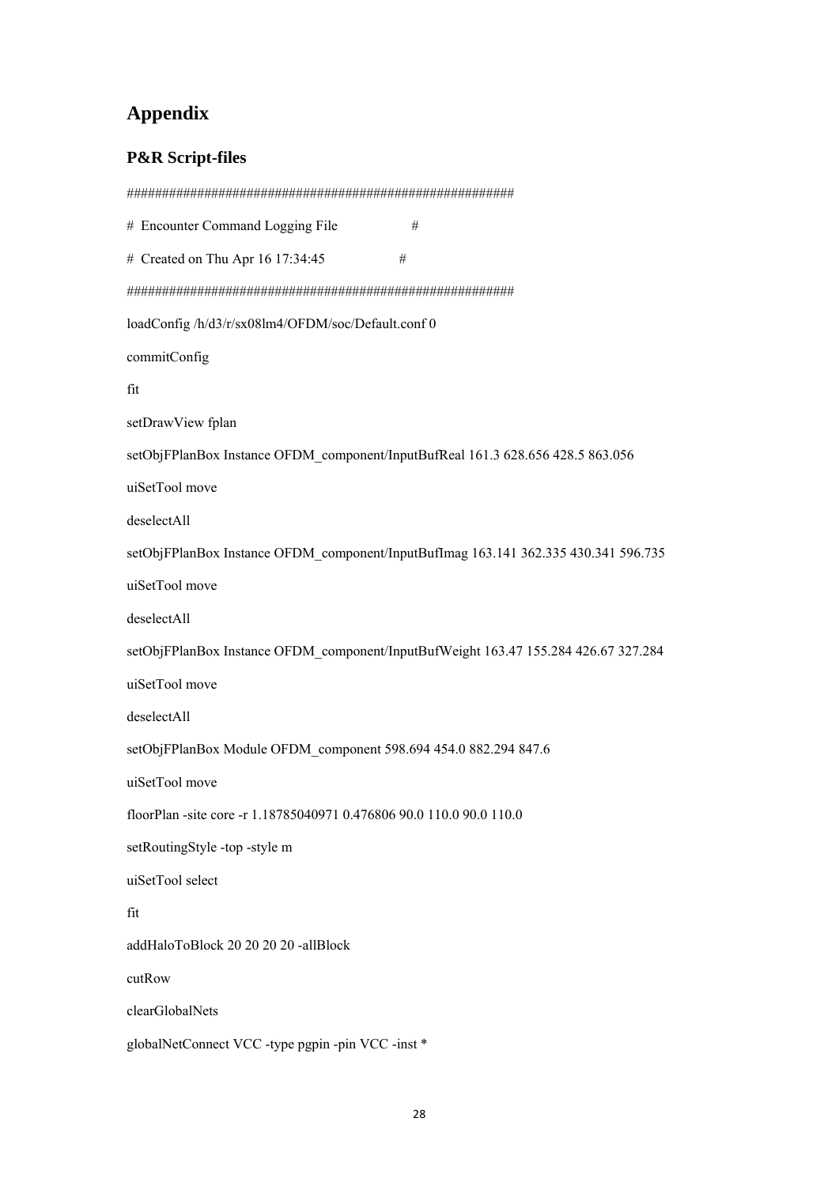# Appendix

## P&R Script-files

```
########################################################
#  Encounter Command Logging File                   #
#  Created on Thu Apr 16 17:34:45                  #
########################################################
loadConfig /h/d3/r/sx08lm4/OFDM/soc/Default.conf 0
commitConfig
fit
setDrawView fplan
setObjFPlanBox Instance OFDM_component/InputBufReal 161.3 628.656 428.5 863.056
uiSetTool move
deselectAll
setObjFPlanBox Instance OFDM_component/InputBufImag 163.141 362.335 430.341 596.735
uiSetTool move
deselectAll
setObjFPlanBox Instance OFDM_component/InputBufWeight 163.47 155.284 426.67 327.284
uiSetTool move
deselectAll
setObjFPlanBox Module OFDM_component 598.694 454.0 882.294 847.6
uiSetTool move
floorPlan -site core -r 1.18785040971 0.476806 90.0 110.0 90.0 110.0
setRoutingStyle -top -style m
uiSetTool select
fit
addHaloToBlock 20 20 20 20 -allBlock
cutRow
clearGlobalNets
globalNetConnect VCC -type pgpin -pin VCC -inst *
```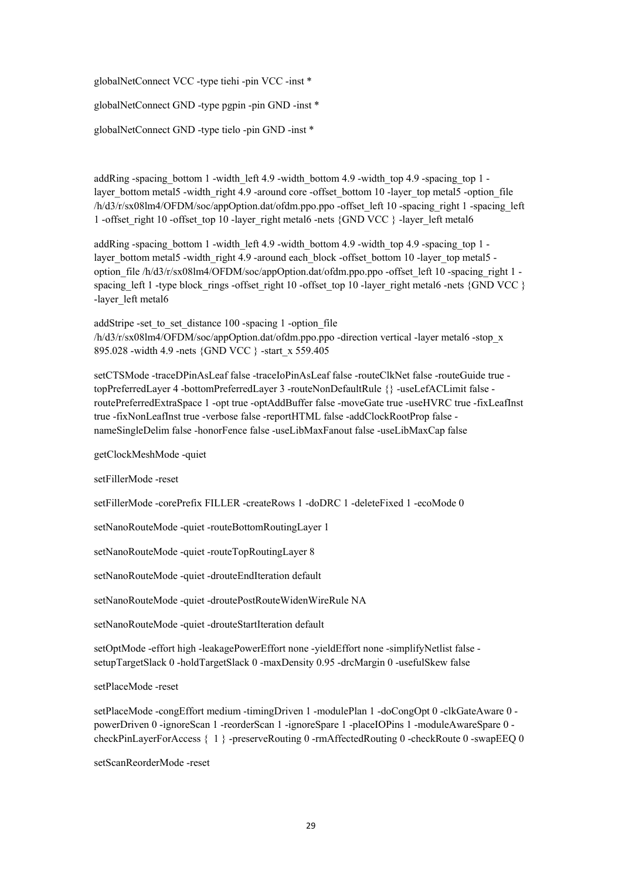globalNetConnect VCC -type tiehi -pin VCC -inst *

globalNetConnect GND -type pgpin -pin GND -inst *

globalNetConnect GND -type tielo -pin GND -inst *

addRing -spacing_bottom 1 -width_left 4.9 -width_bottom 4.9 -width_top 4.9 -spacing_top 1 -layer_bottom metal5 -width_right 4.9 -around core -offset_bottom 10 -layer_top metal5 -option_file /h/d3/r/sx08lm4/OFDM/soc/appOption.dat/ofdm.ppo.ppo -offset_left 10 -spacing_right 1 -spacing_left 1 -offset_right 10 -offset_top 10 -layer_right metal6 -nets {GND VCC } -layer_left metal6

addRing -spacing_bottom 1 -width_left 4.9 -width_bottom 4.9 -width_top 4.9 -spacing_top 1 -layer_bottom metal5 -width_right 4.9 -around each_block -offset_bottom 10 -layer_top metal5 -option_file /h/d3/r/sx08lm4/OFDM/soc/appOption.dat/ofdm.ppo.ppo -offset_left 10 -spacing_right 1 -spacing_left 1 -type block_rings -offset_right 10 -offset_top 10 -layer_right metal6 -nets {GND VCC } -layer_left metal6

addStripe -set_to_set_distance 100 -spacing 1 -option_file /h/d3/r/sx08lm4/OFDM/soc/appOption.dat/ofdm.ppo.ppo -direction vertical -layer metal6 -stop_x 895.028 -width 4.9 -nets {GND VCC } -start_x 559.405

setCTSMode -traceDPinAsLeaf false -traceIoPinAsLeaf false -routeClkNet false -routeGuide true -topPreferredLayer 4 -bottomPreferredLayer 3 -routeNonDefaultRule {} -useLefACLimit false -routePreferredExtraSpace 1 -opt true -optAddBuffer false -moveGate true -useHVRC true -fixLeafInst true -fixNonLeafInst true -verbose false -reportHTML false -addClockRootProp false -nameSingleDelim false -honorFence false -useLibMaxFanout false -useLibMaxCap false

getClockMeshMode -quiet

setFillerMode -reset

setFillerMode -corePrefix FILLER -createRows 1 -doDRC 1 -deleteFixed 1 -ecoMode 0

setNanoRouteMode -quiet -routeBottomRoutingLayer 1

setNanoRouteMode -quiet -routeTopRoutingLayer 8

setNanoRouteMode -quiet -drouteEndIteration default

setNanoRouteMode -quiet -droutePostRouteWidenWireRule NA

setNanoRouteMode -quiet -drouteStartIteration default

setOptMode -effort high -leakagePowerEffort none -yieldEffort none -simplifyNetlist false -setupTargetSlack 0 -holdTargetSlack 0 -maxDensity 0.95 -drcMargin 0 -usefulSkew false

setPlaceMode -reset

setPlaceMode -congEffort medium -timingDriven 1 -modulePlan 1 -doCongOpt 0 -clkGateAware 0 -powerDriven 0 -ignoreScan 1 -reorderScan 1 -ignoreSpare 1 -placeIOPins 1 -moduleAwareSpare 0 -checkPinLayerForAccess { 1 } -preserveRouting 0 -rmAffectedRouting 0 -checkRoute 0 -swapEEQ 0

setScanReorderMode -reset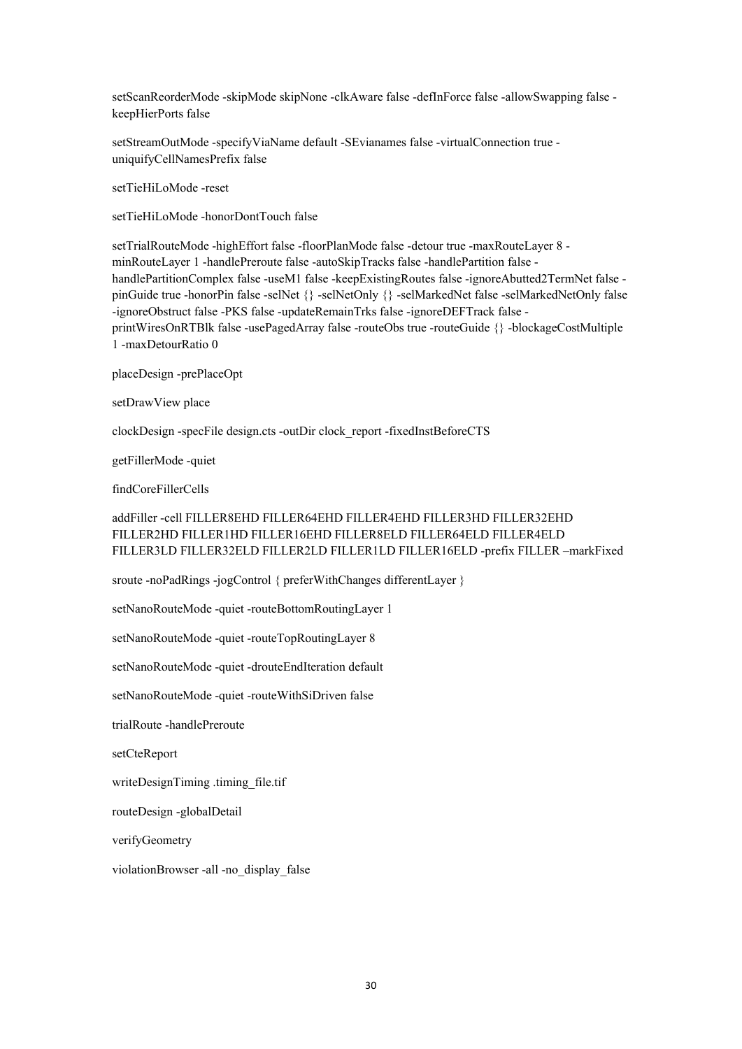setScanReorderMode -skipMode skipNone -clkAware false -defInForce false -allowSwapping false -keepHierPorts false

setStreamOutMode -specifyViaName default -SEvianames false -virtualConnection true -uniquifyCellNamesPrefix false

setTieHiLoMode -reset

setTieHiLoMode -honorDontTouch false

setTrialRouteMode -highEffort false -floorPlanMode false -detour true -maxRouteLayer 8 -minRouteLayer 1 -handlePreroute false -autoSkipTracks false -handlePartition false -handlePartitionComplex false -useM1 false -keepExistingRoutes false -ignoreAbutted2TermNet false -pinGuide true -honorPin false -selNet {} -selNetOnly {} -selMarkedNet false -selMarkedNetOnly false -ignoreObstruct false -PKS false -updateRemainTrks false -ignoreDEFTrack false -printWiresOnRTBlk false -usePagedArray false -routeObs true -routeGuide {} -blockageCostMultiple 1 -maxDetourRatio 0

placeDesign -prePlaceOpt

setDrawView place

clockDesign -specFile design.cts -outDir clock_report -fixedInstBeforeCTS

getFillerMode -quiet

findCoreFillerCells

addFiller -cell FILLER8EHD FILLER64EHD FILLER4EHD FILLER3HD FILLER32EHD FILLER2HD FILLER1HD FILLER16EHD FILLER8ELD FILLER64ELD FILLER4ELD FILLER3LD FILLER32ELD FILLER2LD FILLER1LD FILLER16ELD -prefix FILLER –markFixed

sroute -noPadRings -jogControl { preferWithChanges differentLayer }

setNanoRouteMode -quiet -routeBottomRoutingLayer 1

setNanoRouteMode -quiet -routeTopRoutingLayer 8

setNanoRouteMode -quiet -drouteEndIteration default

setNanoRouteMode -quiet -routeWithSiDriven false

trialRoute -handlePreroute

setCteReport

writeDesignTiming .timing_file.tif

routeDesign -globalDetail

verifyGeometry

violationBrowser -all -no_display_false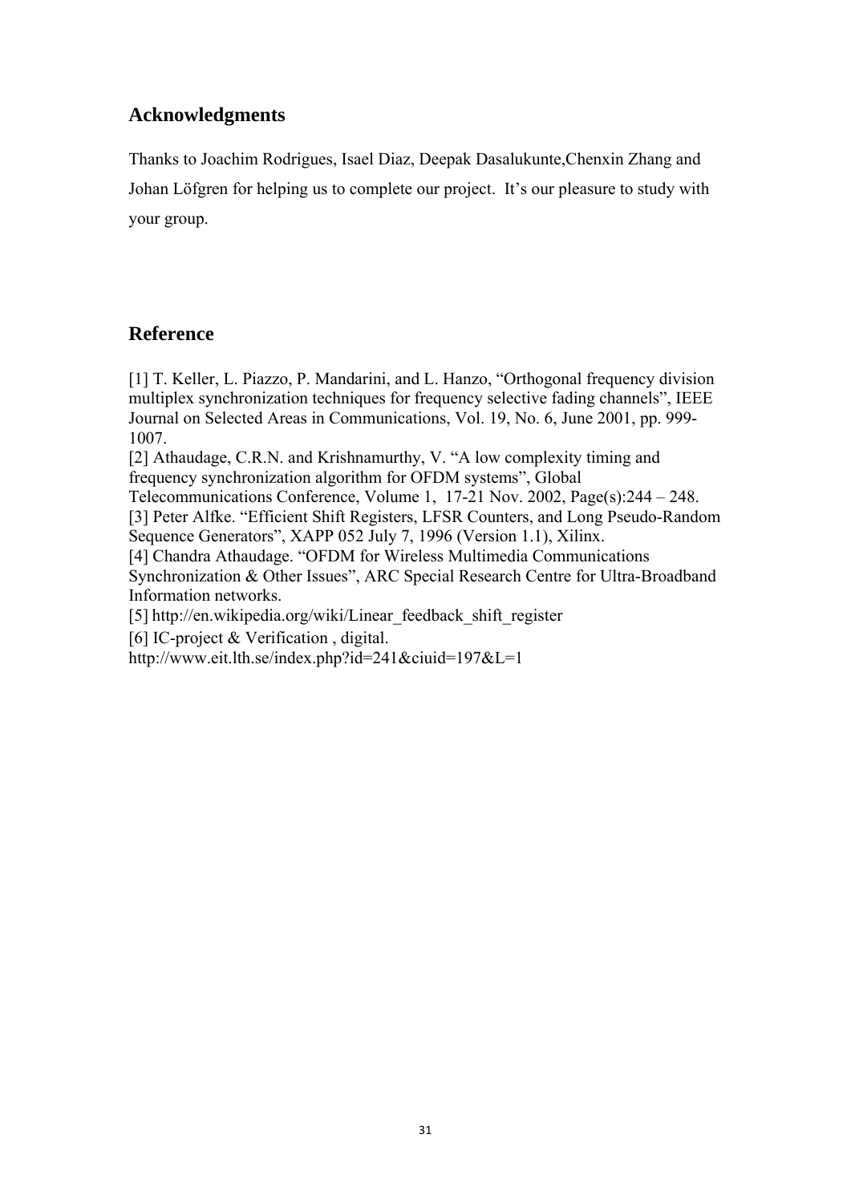## Acknowledgments

Thanks to Joachim Rodrigues, Isael Diaz, Deepak Dasalukunte,Chenxin Zhang and Johan Löfgren for helping us to complete our project. It's our pleasure to study with your group.

## Reference

[1] T. Keller, L. Piazzo, P. Mandarini, and L. Hanzo, "Orthogonal frequency division multiplex synchronization techniques for frequency selective fading channels", IEEE Journal on Selected Areas in Communications, Vol. 19, No. 6, June 2001, pp. 999-1007.
[2] Athaudage, C.R.N. and Krishnamurthy, V. "A low complexity timing and frequency synchronization algorithm for OFDM systems", Global Telecommunications Conference, Volume 1, 17-21 Nov. 2002, Page(s):244 – 248.
[3] Peter Alfke. "Efficient Shift Registers, LFSR Counters, and Long Pseudo-Random Sequence Generators", XAPP 052 July 7, 1996 (Version 1.1), Xilinx.
[4] Chandra Athaudage. "OFDM for Wireless Multimedia Communications Synchronization & Other Issues", ARC Special Research Centre for Ultra-Broadband Information networks.
[5] http://en.wikipedia.org/wiki/Linear_feedback_shift_register
[6] IC-project & Verification , digital.
http://www.eit.lth.se/index.php?id=241&ciuid=197&L=1